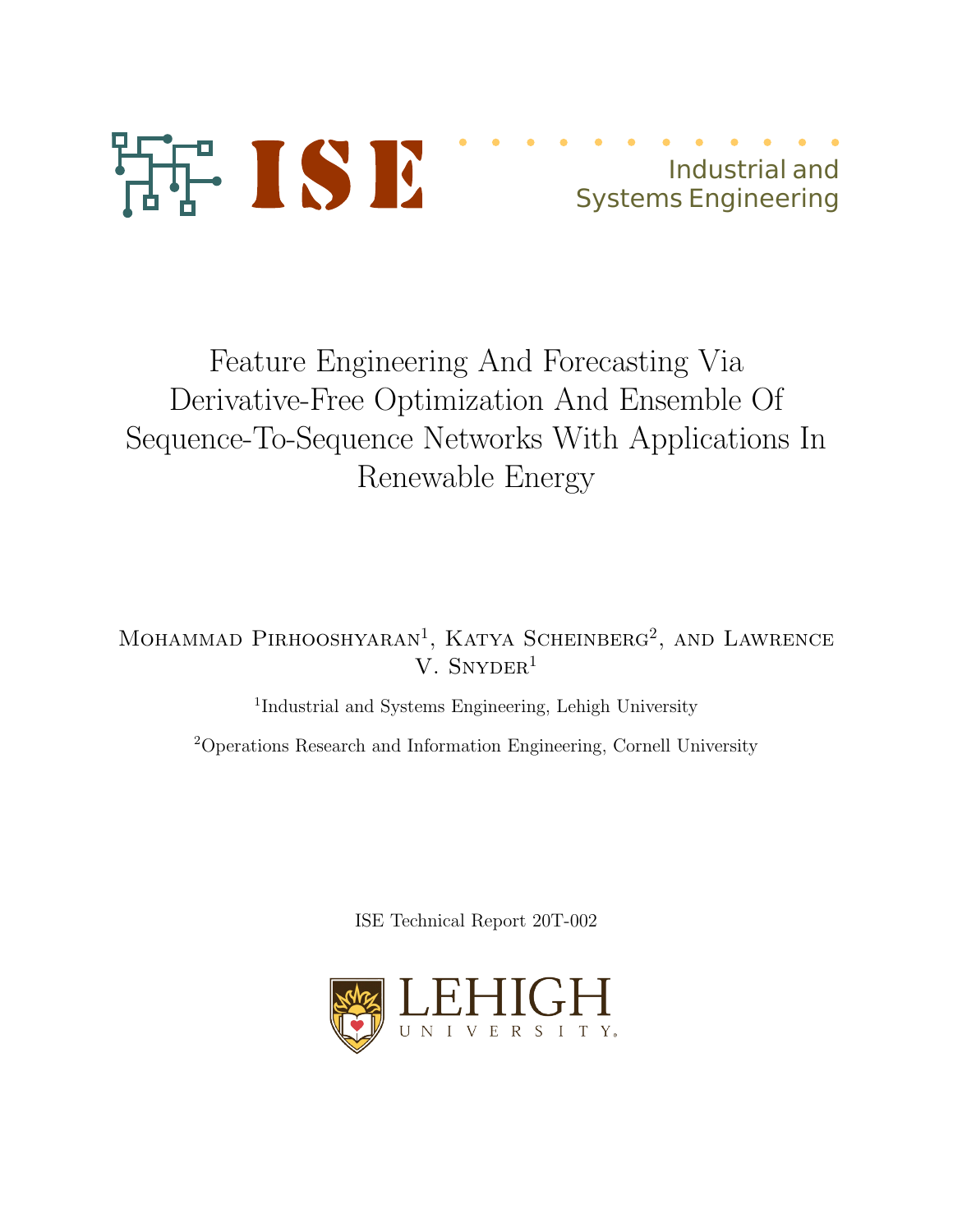ISE Industrial and Systems Engineering

# Feature Engineering And Forecasting Via Derivative-Free Optimization And Ensemble Of Sequence-To-Sequence Networks With Applications In Renewable Energy

Mohammad Pirhooshyaran[1], Katya Scheinberg[2], and Lawrence V. Snyder[1]

[1]Industrial and Systems Engineering, Lehigh University

[2]Operations Research and Information Engineering, Cornell University

ISE Technical Report 20T-002

LEHIGH UNIVERSITY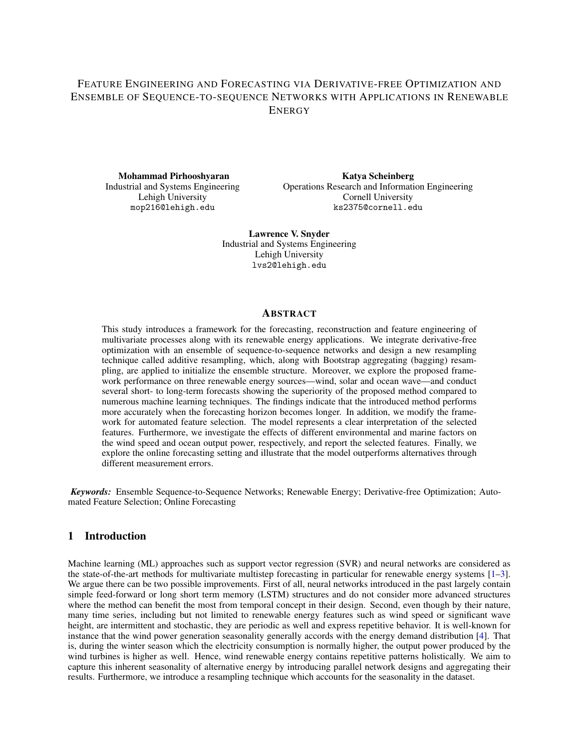# Feature Engineering and Forecasting via Derivative-free Optimization and Ensemble of Sequence-to-sequence Networks with Applications in Renewable Energy

**Mohammad Pirhooshyaran**
Industrial and Systems Engineering
Lehigh University
mop216@lehigh.edu

**Katya Scheinberg**
Operations Research and Information Engineering
Cornell University
ks2375@cornell.edu

**Lawrence V. Snyder**
Industrial and Systems Engineering
Lehigh University
lvs2@lehigh.edu

## Abstract

This study introduces a framework for the forecasting, reconstruction and feature engineering of multivariate processes along with its renewable energy applications. We integrate derivative-free optimization with an ensemble of sequence-to-sequence networks and design a new resampling technique called additive resampling, which, along with Bootstrap aggregating (bagging) resampling, are applied to initialize the ensemble structure. Moreover, we explore the proposed framework performance on three renewable energy sources—wind, solar and ocean wave—and conduct several short- to long-term forecasts showing the superiority of the proposed method compared to numerous machine learning techniques. The findings indicate that the introduced method performs more accurately when the forecasting horizon becomes longer. In addition, we modify the framework for automated feature selection. The model represents a clear interpretation of the selected features. Furthermore, we investigate the effects of different environmental and marine factors on the wind speed and ocean output power, respectively, and report the selected features. Finally, we explore the online forecasting setting and illustrate that the model outperforms alternatives through different measurement errors.

***Keywords:*** Ensemble Sequence-to-Sequence Networks; Renewable Energy; Derivative-free Optimization; Automated Feature Selection; Online Forecasting

## 1 Introduction

Machine learning (ML) approaches such as support vector regression (SVR) and neural networks are considered as the state-of-the-art methods for multivariate multistep forecasting in particular for renewable energy systems [1–3]. We argue there can be two possible improvements. First of all, neural networks introduced in the past largely contain simple feed-forward or long short term memory (LSTM) structures and do not consider more advanced structures where the method can benefit the most from temporal concept in their design. Second, even though by their nature, many time series, including but not limited to renewable energy features such as wind speed or significant wave height, are intermittent and stochastic, they are periodic as well and express repetitive behavior. It is well-known for instance that the wind power generation seasonality generally accords with the energy demand distribution [4]. That is, during the winter season which the electricity consumption is normally higher, the output power produced by the wind turbines is higher as well. Hence, wind renewable energy contains repetitive patterns holistically. We aim to capture this inherent seasonality of alternative energy by introducing parallel network designs and aggregating their results. Furthermore, we introduce a resampling technique which accounts for the seasonality in the dataset.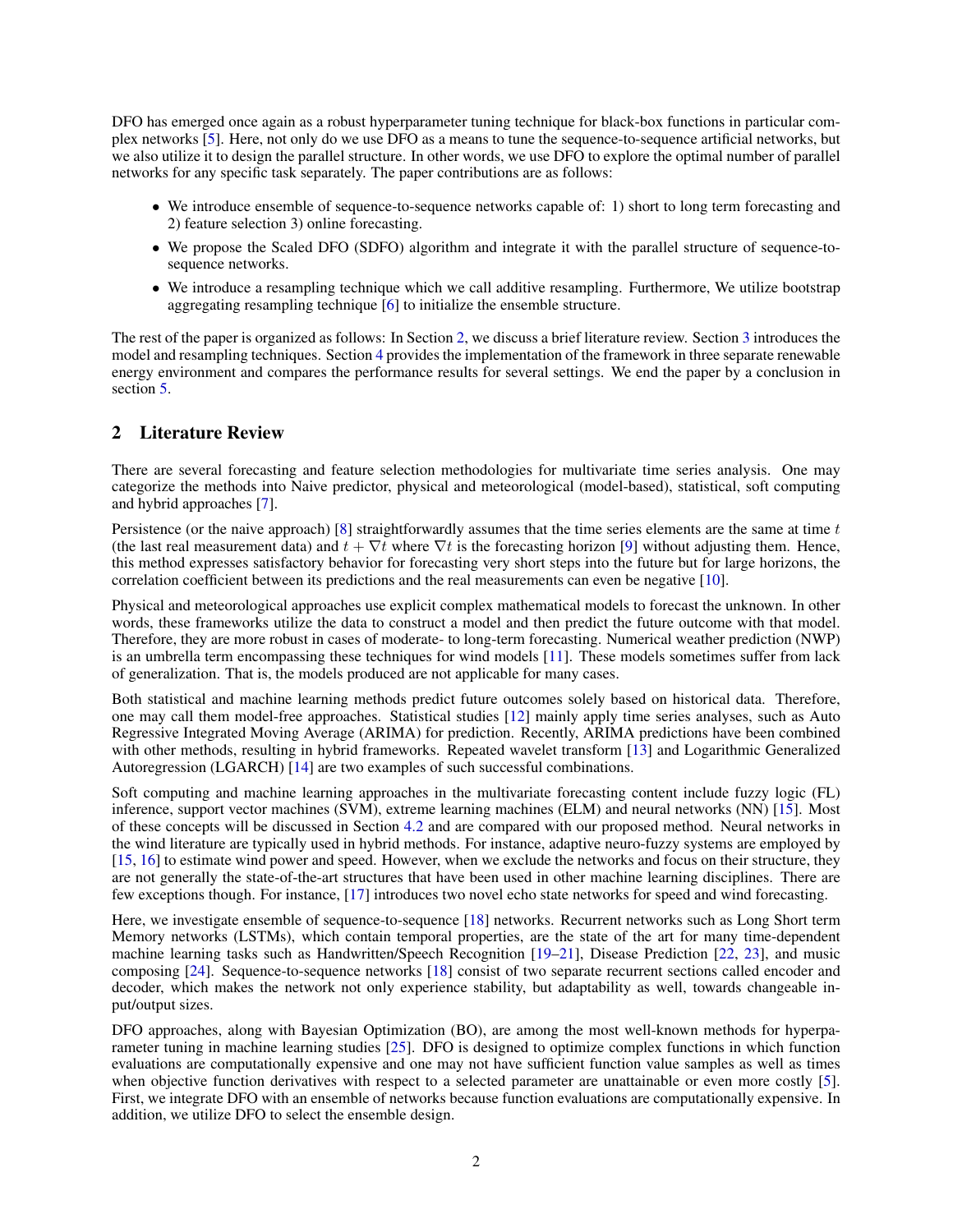DFO has emerged once again as a robust hyperparameter tuning technique for black-box functions in particular complex networks [5]. Here, not only do we use DFO as a means to tune the sequence-to-sequence artificial networks, but we also utilize it to design the parallel structure. In other words, we use DFO to explore the optimal number of parallel networks for any specific task separately. The paper contributions are as follows:

- We introduce ensemble of sequence-to-sequence networks capable of: 1) short to long term forecasting and 2) feature selection 3) online forecasting.
- We propose the Scaled DFO (SDFO) algorithm and integrate it with the parallel structure of sequence-to-sequence networks.
- We introduce a resampling technique which we call additive resampling. Furthermore, We utilize bootstrap aggregating resampling technique [6] to initialize the ensemble structure.

The rest of the paper is organized as follows: In Section 2, we discuss a brief literature review. Section 3 introduces the model and resampling techniques. Section 4 provides the implementation of the framework in three separate renewable energy environment and compares the performance results for several settings. We end the paper by a conclusion in section 5.

## 2 Literature Review

There are several forecasting and feature selection methodologies for multivariate time series analysis. One may categorize the methods into Naive predictor, physical and meteorological (model-based), statistical, soft computing and hybrid approaches [7].

Persistence (or the naive approach) [8] straightforwardly assumes that the time series elements are the same at time $t$ (the last real measurement data) and $t + \nabla t$ where $\nabla t$ is the forecasting horizon [9] without adjusting them. Hence, this method expresses satisfactory behavior for forecasting very short steps into the future but for large horizons, the correlation coefficient between its predictions and the real measurements can even be negative [10].

Physical and meteorological approaches use explicit complex mathematical models to forecast the unknown. In other words, these frameworks utilize the data to construct a model and then predict the future outcome with that model. Therefore, they are more robust in cases of moderate- to long-term forecasting. Numerical weather prediction (NWP) is an umbrella term encompassing these techniques for wind models [11]. These models sometimes suffer from lack of generalization. That is, the models produced are not applicable for many cases.

Both statistical and machine learning methods predict future outcomes solely based on historical data. Therefore, one may call them model-free approaches. Statistical studies [12] mainly apply time series analyses, such as Auto Regressive Integrated Moving Average (ARIMA) for prediction. Recently, ARIMA predictions have been combined with other methods, resulting in hybrid frameworks. Repeated wavelet transform [13] and Logarithmic Generalized Autoregression (LGARCH) [14] are two examples of such successful combinations.

Soft computing and machine learning approaches in the multivariate forecasting content include fuzzy logic (FL) inference, support vector machines (SVM), extreme learning machines (ELM) and neural networks (NN) [15]. Most of these concepts will be discussed in Section 4.2 and are compared with our proposed method. Neural networks in the wind literature are typically used in hybrid methods. For instance, adaptive neuro-fuzzy systems are employed by [15, 16] to estimate wind power and speed. However, when we exclude the networks and focus on their structure, they are not generally the state-of-the-art structures that have been used in other machine learning disciplines. There are few exceptions though. For instance, [17] introduces two novel echo state networks for speed and wind forecasting.

Here, we investigate ensemble of sequence-to-sequence [18] networks. Recurrent networks such as Long Short term Memory networks (LSTMs), which contain temporal properties, are the state of the art for many time-dependent machine learning tasks such as Handwritten/Speech Recognition [19–21], Disease Prediction [22, 23], and music composing [24]. Sequence-to-sequence networks [18] consist of two separate recurrent sections called encoder and decoder, which makes the network not only experience stability, but adaptability as well, towards changeable input/output sizes.

DFO approaches, along with Bayesian Optimization (BO), are among the most well-known methods for hyperparameter tuning in machine learning studies [25]. DFO is designed to optimize complex functions in which function evaluations are computationally expensive and one may not have sufficient function value samples as well as times when objective function derivatives with respect to a selected parameter are unattainable or even more costly [5]. First, we integrate DFO with an ensemble of networks because function evaluations are computationally expensive. In addition, we utilize DFO to select the ensemble design.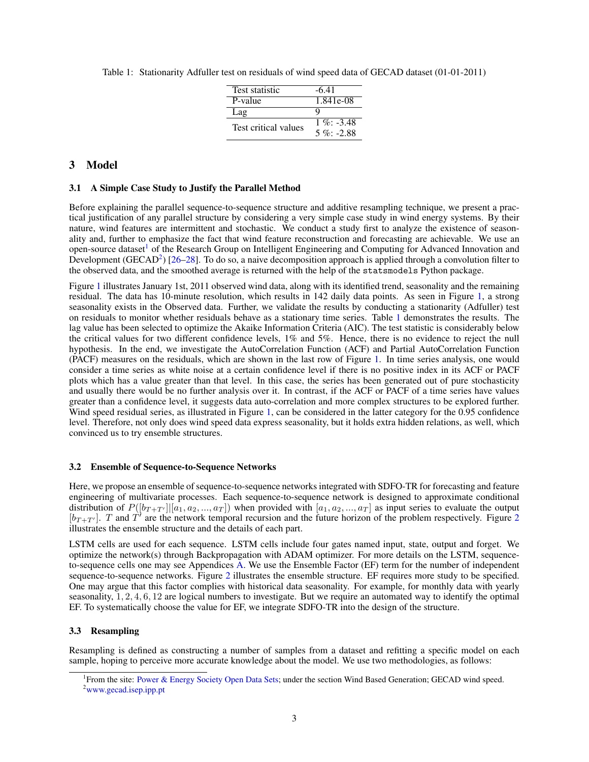Table 1: Stationarity Adfuller test on residuals of wind speed data of GECAD dataset (01-01-2011)

| | |
|---|---|
| Test statistic | -6.41 |
| P-value | 1.841e-08 |
| Lag | 9 |
| Test critical values | 1 %: -3.48<br>5 %: -2.88 |

## 3 Model

### 3.1 A Simple Case Study to Justify the Parallel Method

Before explaining the parallel sequence-to-sequence structure and additive resampling technique, we present a practical justification of any parallel structure by considering a very simple case study in wind energy systems. By their nature, wind features are intermittent and stochastic. We conduct a study first to analyze the existence of seasonality and, further to emphasize the fact that wind feature reconstruction and forecasting are achievable. We use an open-source dataset[1] of the Research Group on Intelligent Engineering and Computing for Advanced Innovation and Development (GECAD[2]) [26–28]. To do so, a naive decomposition approach is applied through a convolution filter to the observed data, and the smoothed average is returned with the help of the `statsmodels` Python package.

Figure 1 illustrates January 1st, 2011 observed wind data, along with its identified trend, seasonality and the remaining residual. The data has 10-minute resolution, which results in 142 daily data points. As seen in Figure 1, a strong seasonality exists in the Observed data. Further, we validate the results by conducting a stationarity (Adfuller) test on residuals to monitor whether residuals behave as a stationary time series. Table 1 demonstrates the results. The lag value has been selected to optimize the Akaike Information Criteria (AIC). The test statistic is considerably below the critical values for two different confidence levels, 1% and 5%. Hence, there is no evidence to reject the null hypothesis. In the end, we investigate the AutoCorrelation Function (ACF) and Partial AutoCorrelation Function (PACF) measures on the residuals, which are shown in the last row of Figure 1. In time series analysis, one would consider a time series as white noise at a certain confidence level if there is no positive index in its ACF or PACF plots which has a value greater than that level. In this case, the series has been generated out of pure stochasticity and usually there would be no further analysis over it. In contrast, if the ACF or PACF of a time series have values greater than a confidence level, it suggests data auto-correlation and more complex structures to be explored further. Wind speed residual series, as illustrated in Figure 1, can be considered in the latter category for the 0.95 confidence level. Therefore, not only does wind speed data express seasonality, but it holds extra hidden relations, as well, which convinced us to try ensemble structures.

### 3.2 Ensemble of Sequence-to-Sequence Networks

Here, we propose an ensemble of sequence-to-sequence networks integrated with SDFO-TR for forecasting and feature engineering of multivariate processes. Each sequence-to-sequence network is designed to approximate conditional distribution of $P([b_{T+T'}]|[a_1, a_2, ..., a_T])$ when provided with $[a_1, a_2, ..., a_T]$ as input series to evaluate the output $[b_{T+T'}]$. $T$ and $T'$ are the network temporal recursion and the future horizon of the problem respectively. Figure 2 illustrates the ensemble structure and the details of each part.

LSTM cells are used for each sequence. LSTM cells include four gates named input, state, output and forget. We optimize the network(s) through Backpropagation with ADAM optimizer. For more details on the LSTM, sequence-to-sequence cells one may see Appendices A. We use the Ensemble Factor (EF) term for the number of independent sequence-to-sequence networks. Figure 2 illustrates the ensemble structure. EF requires more study to be specified. One may argue that this factor complies with historical data seasonality. For example, for monthly data with yearly seasonality, $1, 2, 4, 6, 12$ are logical numbers to investigate. But we require an automated way to identify the optimal EF. To systematically choose the value for EF, we integrate SDFO-TR into the design of the structure.

### 3.3 Resampling

Resampling is defined as constructing a number of samples from a dataset and refitting a specific model on each sample, hoping to perceive more accurate knowledge about the model. We use two methodologies, as follows:

[1] From the site: Power & Energy Society Open Data Sets; under the section Wind Based Generation; GECAD wind speed.

[2] www.gecad.isep.ipp.pt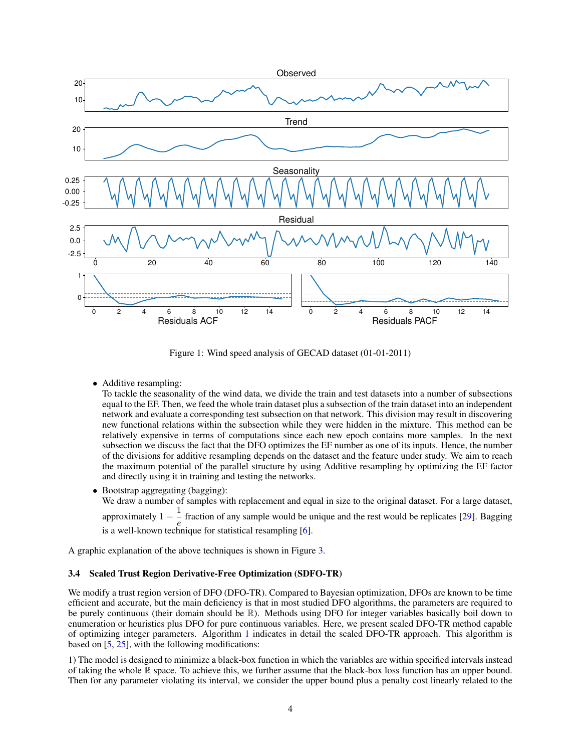Figure 1: Wind speed analysis of GECAD dataset (01-01-2011)

- Additive resampling:
  To tackle the seasonality of the wind data, we divide the train and test datasets into a number of subsections equal to the EF. Then, we feed the whole train dataset plus a subsection of the train dataset into an independent network and evaluate a corresponding test subsection on that network. This division may result in discovering new functional relations within the subsection while they were hidden in the mixture. This method can be relatively expensive in terms of computations since each new epoch contains more samples. In the next subsection we discuss the fact that the DFO optimizes the EF number as one of its inputs. Hence, the number of the divisions for additive resampling depends on the dataset and the feature under study. We aim to reach the maximum potential of the parallel structure by using Additive resampling by optimizing the EF factor and directly using it in training and testing the networks.
- Bootstrap aggregating (bagging):
  We draw a number of samples with replacement and equal in size to the original dataset. For a large dataset, approximately $1 - \frac{1}{e}$ fraction of any sample would be unique and the rest would be replicates [29]. Bagging is a well-known technique for statistical resampling [6].

A graphic explanation of the above techniques is shown in Figure 3.

### 3.4 Scaled Trust Region Derivative-Free Optimization (SDFO-TR)

We modify a trust region version of DFO (DFO-TR). Compared to Bayesian optimization, DFOs are known to be time efficient and accurate, but the main deficiency is that in most studied DFO algorithms, the parameters are required to be purely continuous (their domain should be $\mathbb{R}$). Methods using DFO for integer variables basically boil down to enumeration or heuristics plus DFO for pure continuous variables. Here, we present scaled DFO-TR method capable of optimizing integer parameters. Algorithm 1 indicates in detail the scaled DFO-TR approach. This algorithm is based on [5, 25], with the following modifications:

1) The model is designed to minimize a black-box function in which the variables are within specified intervals instead of taking the whole $\mathbb{R}$ space. To achieve this, we further assume that the black-box loss function has an upper bound. Then for any parameter violating its interval, we consider the upper bound plus a penalty cost linearly related to the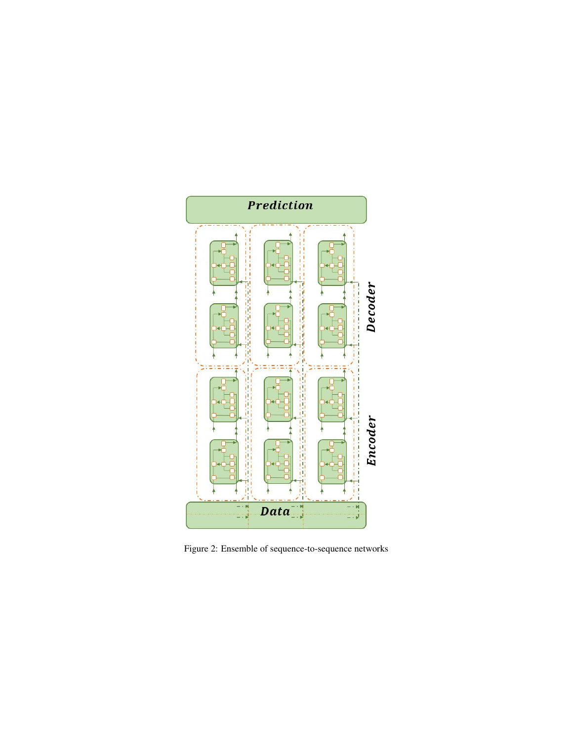Prediction

Decoder

Encoder

Data

Figure 2: Ensemble of sequence-to-sequence networks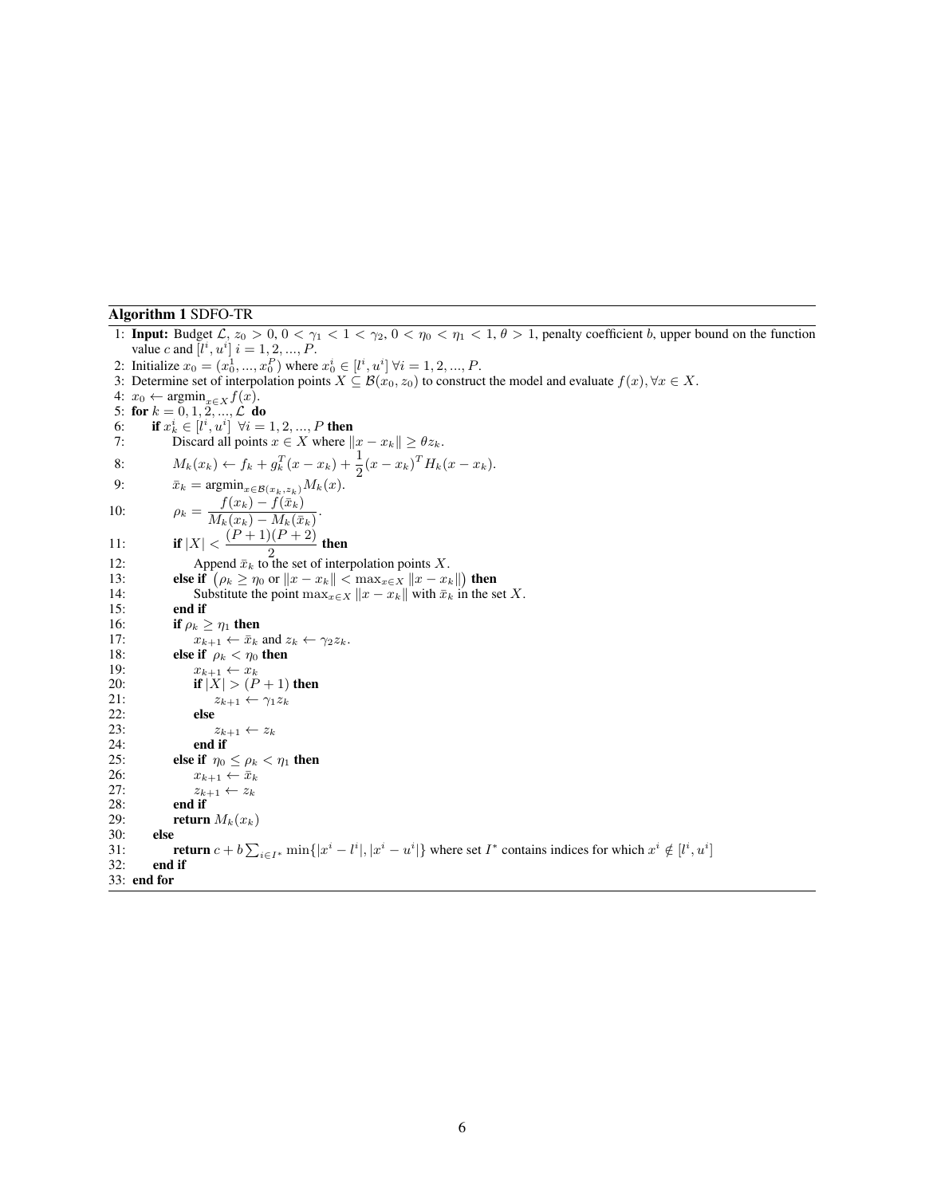**Algorithm 1** SDFO-TR

```
1: Input: Budget 𝓛, z_0 > 0, 0 < γ_1 < 1 < γ_2, 0 < η_0 < η_1 < 1, θ > 1, penalty coefficient b, upper bound on the function
   value c and [l^i, u^i] i = 1, 2, ..., P.
2: Initialize x_0 = (x_0^1, ..., x_0^P) where x_0^i ∈ [l^i, u^i] ∀i = 1, 2, ..., P.
3: Determine set of interpolation points X ⊆ B(x_0, z_0) to construct the model and evaluate f(x), ∀x ∈ X.
4: x_0 ← argmin_{x∈X} f(x).
5: for k = 0, 1, 2, ..., 𝓛 do
6:     if x_k^i ∈ [l^i, u^i] ∀i = 1, 2, ..., P then
7:         Discard all points x ∈ X where ||x − x_k|| ≥ θ z_k.
8:         M_k(x_k) ← f_k + g_k^T (x − x_k) + (1/2)(x − x_k)^T H_k (x − x_k).
9:         x̄_k = argmin_{x∈B(x_k, z_k)} M_k(x).
10:        ρ_k = (f(x_k) − f(x̄_k)) / (M_k(x_k) − M_k(x̄_k)).
11:        if |X| < (P + 1)(P + 2)/2 then
12:            Append x̄_k to the set of interpolation points X.
13:        else if (ρ_k ≥ η_0 or ||x − x_k|| < max_{x∈X} ||x − x_k||) then
14:            Substitute the point max_{x∈X} ||x − x_k|| with x̄_k in the set X.
15:        end if
16:        if ρ_k ≥ η_1 then
17:            x_{k+1} ← x̄_k and z_k ← γ_2 z_k.
18:        else if ρ_k < η_0 then
19:            x_{k+1} ← x_k
20:            if |X| > (P + 1) then
21:                z_{k+1} ← γ_1 z_k
22:            else
23:                z_{k+1} ← z_k
24:            end if
25:        else if η_0 ≤ ρ_k < η_1 then
26:            x_{k+1} ← x̄_k
27:            z_{k+1} ← z_k
28:        end if
29:        return M_k(x_k)
30:    else
31:        return c + b Σ_{i∈I*} min{|x^i − l^i|, |x^i − u^i|} where set I* contains indices for which x^i ∉ [l^i, u^i]
32:    end if
33: end for
```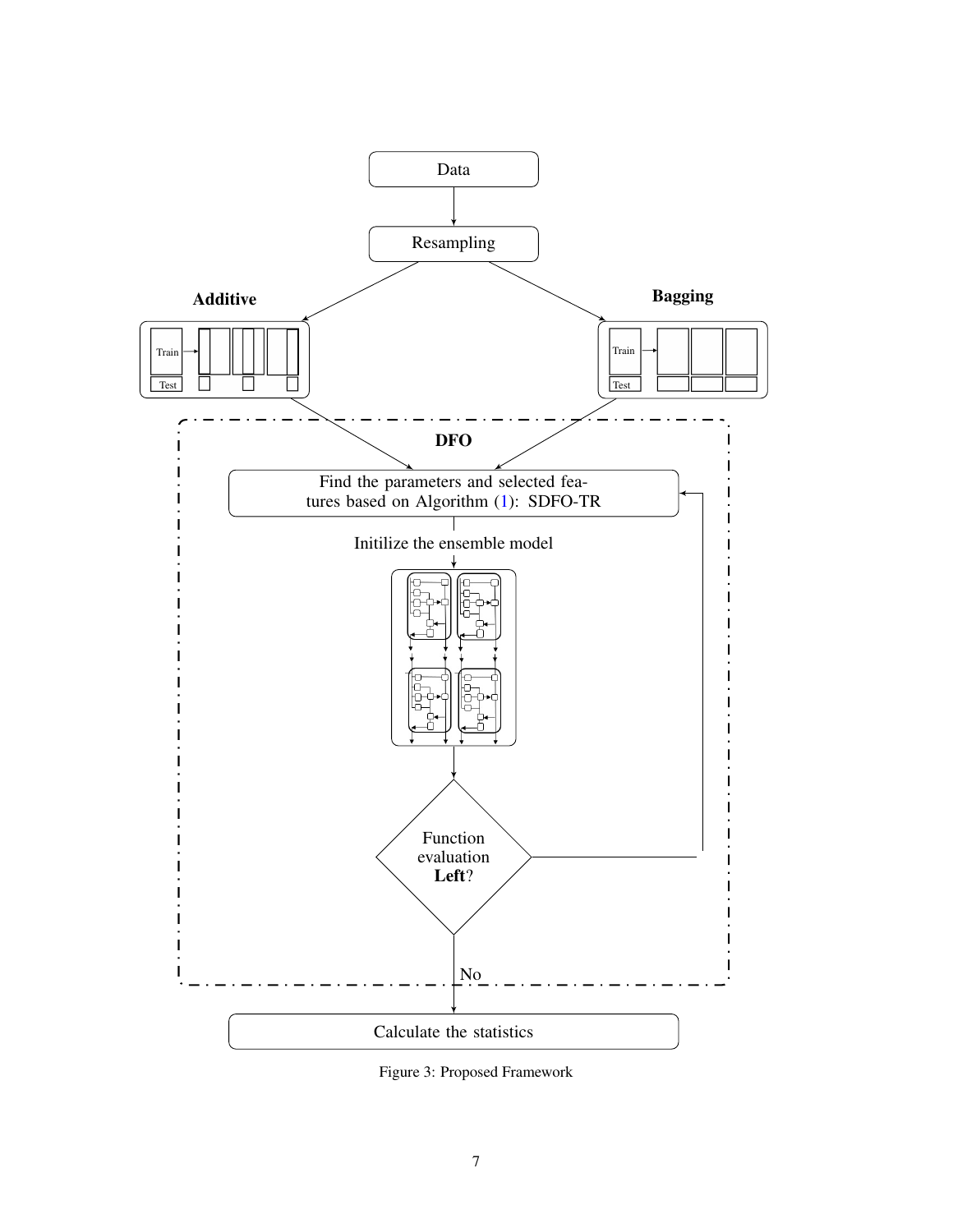Figure 3: Proposed Framework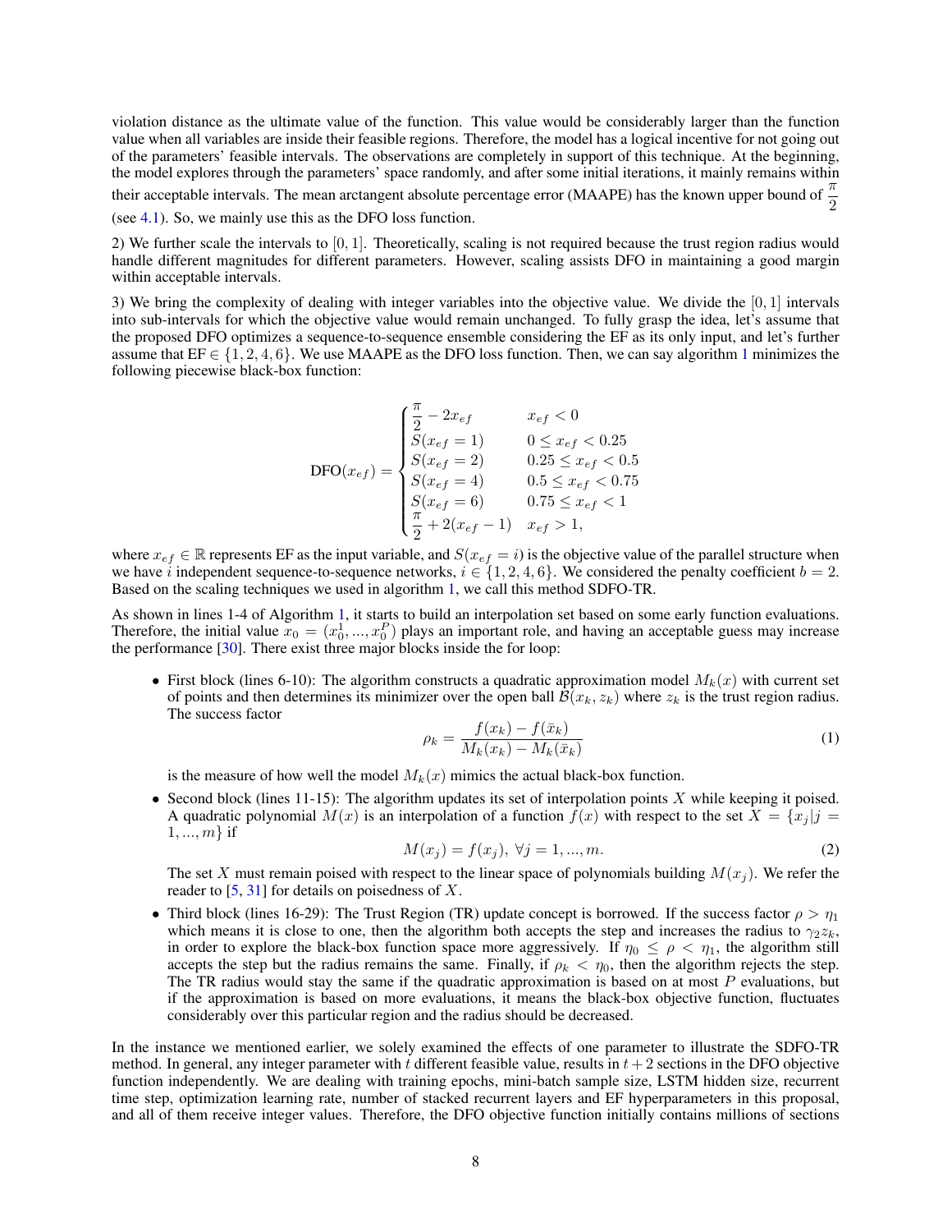violation distance as the ultimate value of the function. This value would be considerably larger than the function value when all variables are inside their feasible regions. Therefore, the model has a logical incentive for not going out of the parameters' feasible intervals. The observations are completely in support of this technique. At the beginning, the model explores through the parameters' space randomly, and after some initial iterations, it mainly remains within their acceptable intervals. The mean arctangent absolute percentage error (MAAPE) has the known upper bound of $\frac{\pi}{2}$ (see 4.1). So, we mainly use this as the DFO loss function.

2) We further scale the intervals to $[0, 1]$. Theoretically, scaling is not required because the trust region radius would handle different magnitudes for different parameters. However, scaling assists DFO in maintaining a good margin within acceptable intervals.

3) We bring the complexity of dealing with integer variables into the objective value. We divide the $[0, 1]$ intervals into sub-intervals for which the objective value would remain unchanged. To fully grasp the idea, let's assume that the proposed DFO optimizes a sequence-to-sequence ensemble considering the EF as its only input, and let's further assume that $\text{EF} \in \{1, 2, 4, 6\}$. We use MAAPE as the DFO loss function. Then, we can say algorithm 1 minimizes the following piecewise black-box function:

$$
\text{DFO}(x_{ef}) = \begin{cases} \frac{\pi}{2} - 2x_{ef} & x_{ef} < 0 \\ S(x_{ef} = 1) & 0 \leq x_{ef} < 0.25 \\ S(x_{ef} = 2) & 0.25 \leq x_{ef} < 0.5 \\ S(x_{ef} = 4) & 0.5 \leq x_{ef} < 0.75 \\ S(x_{ef} = 6) & 0.75 \leq x_{ef} < 1 \\ \frac{\pi}{2} + 2(x_{ef} - 1) & x_{ef} > 1, \end{cases}
$$

where $x_{ef} \in \mathbb{R}$ represents EF as the input variable, and $S(x_{ef} = i)$ is the objective value of the parallel structure when we have $i$ independent sequence-to-sequence networks, $i \in \{1, 2, 4, 6\}$. We considered the penalty coefficient $b = 2$. Based on the scaling techniques we used in algorithm 1, we call this method SDFO-TR.

As shown in lines 1-4 of Algorithm 1, it starts to build an interpolation set based on some early function evaluations. Therefore, the initial value $x_0 = (x_0^1, ..., x_0^P)$ plays an important role, and having an acceptable guess may increase the performance [30]. There exist three major blocks inside the for loop:

- First block (lines 6-10): The algorithm constructs a quadratic approximation model $M_k(x)$ with current set of points and then determines its minimizer over the open ball $\mathcal{B}(x_k, z_k)$ where $z_k$ is the trust region radius. The success factor

$$
\rho_k = \frac{f(x_k) - f(\bar{x}_k)}{M_k(x_k) - M_k(\bar{x}_k)} \tag{1}
$$

  is the measure of how well the model $M_k(x)$ mimics the actual black-box function.

- Second block (lines 11-15): The algorithm updates its set of interpolation points $X$ while keeping it poised. A quadratic polynomial $M(x)$ is an interpolation of a function $f(x)$ with respect to the set $X = \{x_j | j = 1, ..., m\}$ if

$$
M(x_j) = f(x_j), \ \forall j = 1, ..., m. \tag{2}
$$

  The set $X$ must remain poised with respect to the linear space of polynomials building $M(x_j)$. We refer the reader to [5, 31] for details on poisedness of $X$.

- Third block (lines 16-29): The Trust Region (TR) update concept is borrowed. If the success factor $\rho > \eta_1$ which means it is close to one, then the algorithm both accepts the step and increases the radius to $\gamma_2 z_k$, in order to explore the black-box function space more aggressively. If $\eta_0 \leq \rho < \eta_1$, the algorithm still accepts the step but the radius remains the same. Finally, if $\rho_k < \eta_0$, then the algorithm rejects the step. The TR radius would stay the same if the quadratic approximation is based on at most $P$ evaluations, but if the approximation is based on more evaluations, it means the black-box objective function, fluctuates considerably over this particular region and the radius should be decreased.

In the instance we mentioned earlier, we solely examined the effects of one parameter to illustrate the SDFO-TR method. In general, any integer parameter with $t$ different feasible value, results in $t + 2$ sections in the DFO objective function independently. We are dealing with training epochs, mini-batch sample size, LSTM hidden size, recurrent time step, optimization learning rate, number of stacked recurrent layers and EF hyperparameters in this proposal, and all of them receive integer values. Therefore, the DFO objective function initially contains millions of sections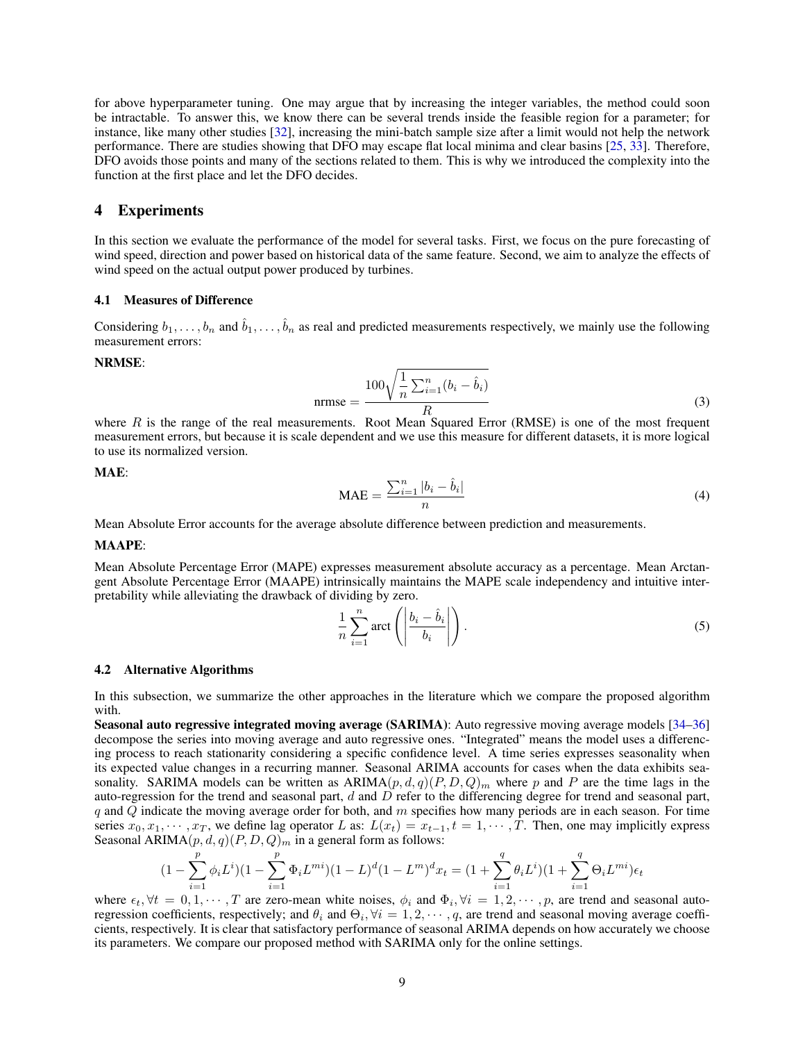for above hyperparameter tuning. One may argue that by increasing the integer variables, the method could soon be intractable. To answer this, we know there can be several trends inside the feasible region for a parameter; for instance, like many other studies [32], increasing the mini-batch sample size after a limit would not help the network performance. There are studies showing that DFO may escape flat local minima and clear basins [25, 33]. Therefore, DFO avoids those points and many of the sections related to them. This is why we introduced the complexity into the function at the first place and let the DFO decides.

## 4 Experiments

In this section we evaluate the performance of the model for several tasks. First, we focus on the pure forecasting of wind speed, direction and power based on historical data of the same feature. Second, we aim to analyze the effects of wind speed on the actual output power produced by turbines.

### 4.1 Measures of Difference

Considering $b_1, \ldots, b_n$ and $\hat{b}_1, \ldots, \hat{b}_n$ as real and predicted measurements respectively, we mainly use the following measurement errors:

**NRMSE**:

$$\text{nrmse} = \frac{100\sqrt{\frac{1}{n}\sum_{i=1}^{n}(b_i - \hat{b}_i)}}{R} \tag{3}$$

where $R$ is the range of the real measurements. Root Mean Squared Error (RMSE) is one of the most frequent measurement errors, but because it is scale dependent and we use this measure for different datasets, it is more logical to use its normalized version.

**MAE**:

$$\text{MAE} = \frac{\sum_{i=1}^{n}|b_i - \hat{b}_i|}{n} \tag{4}$$

Mean Absolute Error accounts for the average absolute difference between prediction and measurements.

**MAAPE**:

Mean Absolute Percentage Error (MAPE) expresses measurement absolute accuracy as a percentage. Mean Arctangent Absolute Percentage Error (MAAPE) intrinsically maintains the MAPE scale independency and intuitive interpretability while alleviating the drawback of dividing by zero.

$$\frac{1}{n}\sum_{i=1}^{n}\text{arct}\left(\left|\frac{b_i - \hat{b}_i}{b_i}\right|\right). \tag{5}$$

### 4.2 Alternative Algorithms

In this subsection, we summarize the other approaches in the literature which we compare the proposed algorithm with.

**Seasonal auto regressive integrated moving average (SARIMA)**: Auto regressive moving average models [34–36] decompose the series into moving average and auto regressive ones. "Integrated" means the model uses a differencing process to reach stationarity considering a specific confidence level. A time series expresses seasonality when its expected value changes in a recurring manner. Seasonal ARIMA accounts for cases when the data exhibits seasonality. SARIMA models can be written as ARIMA$(p, d, q)(P, D, Q)_m$ where $p$ and $P$ are the time lags in the auto-regression for the trend and seasonal part, $d$ and $D$ refer to the differencing degree for trend and seasonal part, $q$ and $Q$ indicate the moving average order for both, and $m$ specifies how many periods are in each season. For time series $x_0, x_1, \cdots, x_T$, we define lag operator $L$ as: $L(x_t) = x_{t-1}, t = 1, \cdots, T$. Then, one may implicitly express Seasonal ARIMA$(p, d, q)(P, D, Q)_m$ in a general form as follows:

$$(1 - \sum_{i=1}^{p}\phi_i L^i)(1 - \sum_{i=1}^{p}\Phi_i L^{mi})(1 - L)^d(1 - L^m)^d x_t = (1 + \sum_{i=1}^{q}\theta_i L^i)(1 + \sum_{i=1}^{q}\Theta_i L^{mi})\epsilon_t$$

where $\epsilon_t, \forall t = 0, 1, \cdots, T$ are zero-mean white noises, $\phi_i$ and $\Phi_i, \forall i = 1, 2, \cdots, p$, are trend and seasonal auto-regression coefficients, respectively; and $\theta_i$ and $\Theta_i, \forall i = 1, 2, \cdots, q$, are trend and seasonal moving average coefficients, respectively. It is clear that satisfactory performance of seasonal ARIMA depends on how accurately we choose its parameters. We compare our proposed method with SARIMA only for the online settings.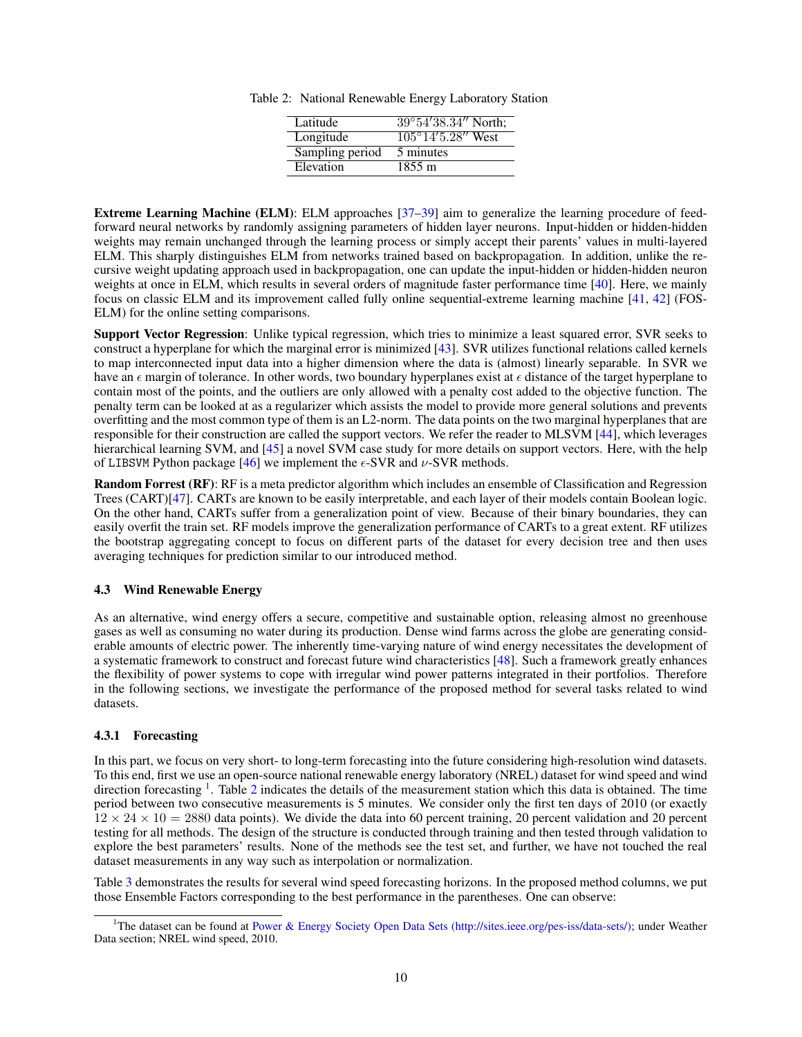Table 2: National Renewable Energy Laboratory Station

| | |
|---|---|
| Latitude | $39°54'38.34''$ North; |
| Longitude | $105°14'5.28''$ West |
| Sampling period | 5 minutes |
| Elevation | 1855 m |

**Extreme Learning Machine (ELM)**: ELM approaches [37–39] aim to generalize the learning procedure of feed-forward neural networks by randomly assigning parameters of hidden layer neurons. Input-hidden or hidden-hidden weights may remain unchanged through the learning process or simply accept their parents' values in multi-layered ELM. This sharply distinguishes ELM from networks trained based on backpropagation. In addition, unlike the recursive weight updating approach used in backpropagation, one can update the input-hidden or hidden-hidden neuron weights at once in ELM, which results in several orders of magnitude faster performance time [40]. Here, we mainly focus on classic ELM and its improvement called fully online sequential-extreme learning machine [41, 42] (FOS-ELM) for the online setting comparisons.

**Support Vector Regression**: Unlike typical regression, which tries to minimize a least squared error, SVR seeks to construct a hyperplane for which the marginal error is minimized [43]. SVR utilizes functional relations called kernels to map interconnected input data into a higher dimension where the data is (almost) linearly separable. In SVR we have an $\epsilon$ margin of tolerance. In other words, two boundary hyperplanes exist at $\epsilon$ distance of the target hyperplane to contain most of the points, and the outliers are only allowed with a penalty cost added to the objective function. The penalty term can be looked at as a regularizer which assists the model to provide more general solutions and prevents overfitting and the most common type of them is an L2-norm. The data points on the two marginal hyperplanes that are responsible for their construction are called the support vectors. We refer the reader to MLSVM [44], which leverages hierarchical learning SVM, and [45] a novel SVM case study for more details on support vectors. Here, with the help of `LIBSVM` Python package [46] we implement the $\epsilon$-SVR and $\nu$-SVR methods.

**Random Forrest (RF)**: RF is a meta predictor algorithm which includes an ensemble of Classification and Regression Trees (CART)[47]. CARTs are known to be easily interpretable, and each layer of their models contain Boolean logic. On the other hand, CARTs suffer from a generalization point of view. Because of their binary boundaries, they can easily overfit the train set. RF models improve the generalization performance of CARTs to a great extent. RF utilizes the bootstrap aggregating concept to focus on different parts of the dataset for every decision tree and then uses averaging techniques for prediction similar to our introduced method.

### 4.3 Wind Renewable Energy

As an alternative, wind energy offers a secure, competitive and sustainable option, releasing almost no greenhouse gases as well as consuming no water during its production. Dense wind farms across the globe are generating considerable amounts of electric power. The inherently time-varying nature of wind energy necessitates the development of a systematic framework to construct and forecast future wind characteristics [48]. Such a framework greatly enhances the flexibility of power systems to cope with irregular wind power patterns integrated in their portfolios. Therefore in the following sections, we investigate the performance of the proposed method for several tasks related to wind datasets.

#### 4.3.1 Forecasting

In this part, we focus on very short- to long-term forecasting into the future considering high-resolution wind datasets. To this end, first we use an open-source national renewable energy laboratory (NREL) dataset for wind speed and wind direction forecasting [1]. Table 2 indicates the details of the measurement station which this data is obtained. The time period between two consecutive measurements is 5 minutes. We consider only the first ten days of 2010 (or exactly $12 \times 24 \times 10 = 2880$ data points). We divide the data into 60 percent training, 20 percent validation and 20 percent testing for all methods. The design of the structure is conducted through training and then tested through validation to explore the best parameters' results. None of the methods see the test set, and further, we have not touched the real dataset measurements in any way such as interpolation or normalization.

Table 3 demonstrates the results for several wind speed forecasting horizons. In the proposed method columns, we put those Ensemble Factors corresponding to the best performance in the parentheses. One can observe:

[1] The dataset can be found at Power & Energy Society Open Data Sets (http://sites.ieee.org/pes-iss/data-sets/); under Weather Data section; NREL wind speed, 2010.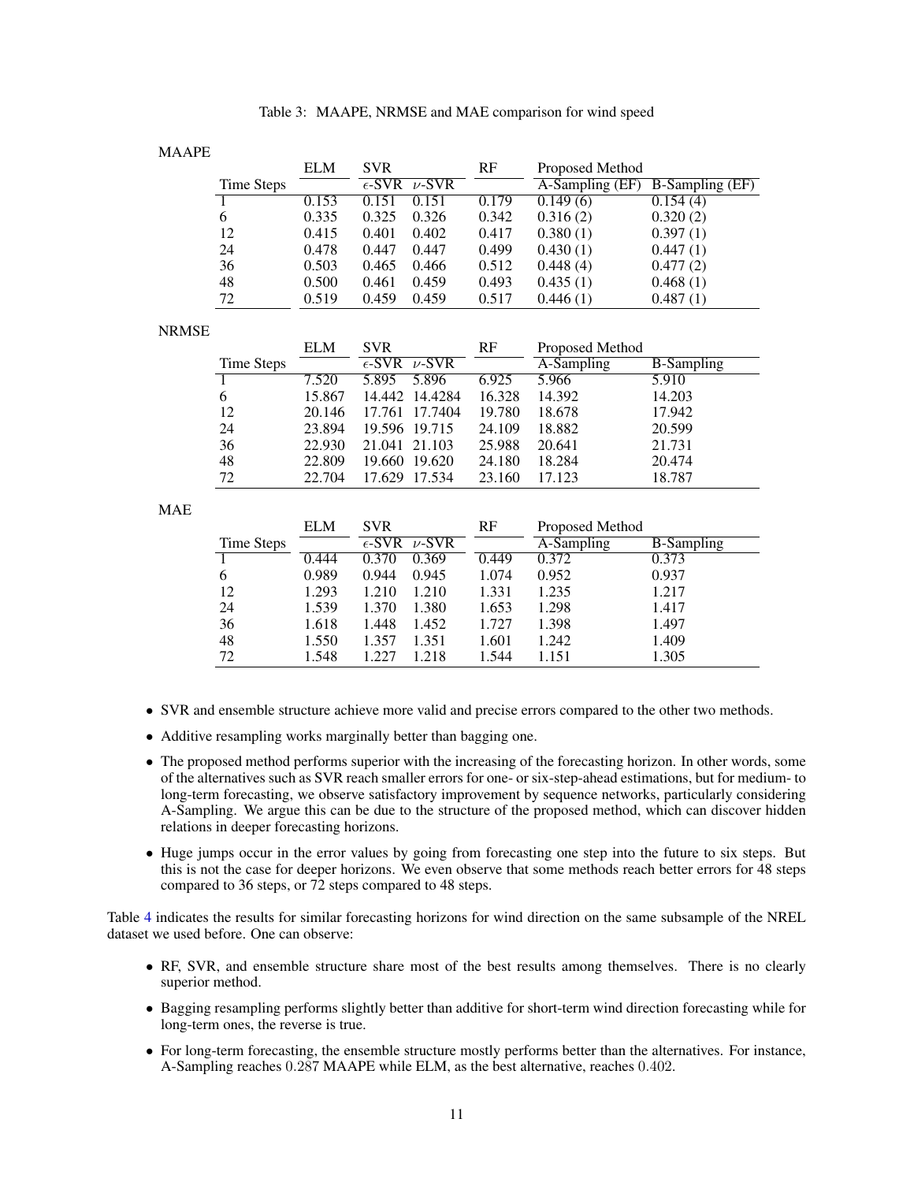Table 3: MAAPE, NRMSE and MAE comparison for wind speed

MAAPE

| | ELM | SVR | | RF | Proposed Method | |
|---|---|---|---|---|---|---|
| Time Steps | | $\epsilon$-SVR | $\nu$-SVR | | A-Sampling (EF) | B-Sampling (EF) |
| 1 | 0.153 | 0.151 | 0.151 | 0.179 | 0.149 (6) | 0.154 (4) |
| 6 | 0.335 | 0.325 | 0.326 | 0.342 | 0.316 (2) | 0.320 (2) |
| 12 | 0.415 | 0.401 | 0.402 | 0.417 | 0.380 (1) | 0.397 (1) |
| 24 | 0.478 | 0.447 | 0.447 | 0.499 | 0.430 (1) | 0.447 (1) |
| 36 | 0.503 | 0.465 | 0.466 | 0.512 | 0.448 (4) | 0.477 (2) |
| 48 | 0.500 | 0.461 | 0.459 | 0.493 | 0.435 (1) | 0.468 (1) |
| 72 | 0.519 | 0.459 | 0.459 | 0.517 | 0.446 (1) | 0.487 (1) |

NRMSE

| | ELM | SVR | | RF | Proposed Method | |
|---|---|---|---|---|---|---|
| Time Steps | | $\epsilon$-SVR | $\nu$-SVR | | A-Sampling | B-Sampling |
| 1 | 7.520 | 5.895 | 5.896 | 6.925 | 5.966 | 5.910 |
| 6 | 15.867 | 14.442 | 14.4284 | 16.328 | 14.392 | 14.203 |
| 12 | 20.146 | 17.761 | 17.7404 | 19.780 | 18.678 | 17.942 |
| 24 | 23.894 | 19.596 | 19.715 | 24.109 | 18.882 | 20.599 |
| 36 | 22.930 | 21.041 | 21.103 | 25.988 | 20.641 | 21.731 |
| 48 | 22.809 | 19.660 | 19.620 | 24.180 | 18.284 | 20.474 |
| 72 | 22.704 | 17.629 | 17.534 | 23.160 | 17.123 | 18.787 |

MAE

| | ELM | SVR | | RF | Proposed Method | |
|---|---|---|---|---|---|---|
| Time Steps | | $\epsilon$-SVR | $\nu$-SVR | | A-Sampling | B-Sampling |
| 1 | 0.444 | 0.370 | 0.369 | 0.449 | 0.372 | 0.373 |
| 6 | 0.989 | 0.944 | 0.945 | 1.074 | 0.952 | 0.937 |
| 12 | 1.293 | 1.210 | 1.210 | 1.331 | 1.235 | 1.217 |
| 24 | 1.539 | 1.370 | 1.380 | 1.653 | 1.298 | 1.417 |
| 36 | 1.618 | 1.448 | 1.452 | 1.727 | 1.398 | 1.497 |
| 48 | 1.550 | 1.357 | 1.351 | 1.601 | 1.242 | 1.409 |
| 72 | 1.548 | 1.227 | 1.218 | 1.544 | 1.151 | 1.305 |

- SVR and ensemble structure achieve more valid and precise errors compared to the other two methods.
- Additive resampling works marginally better than bagging one.
- The proposed method performs superior with the increasing of the forecasting horizon. In other words, some of the alternatives such as SVR reach smaller errors for one- or six-step-ahead estimations, but for medium- to long-term forecasting, we observe satisfactory improvement by sequence networks, particularly considering A-Sampling. We argue this can be due to the structure of the proposed method, which can discover hidden relations in deeper forecasting horizons.
- Huge jumps occur in the error values by going from forecasting one step into the future to six steps. But this is not the case for deeper horizons. We even observe that some methods reach better errors for 48 steps compared to 36 steps, or 72 steps compared to 48 steps.

Table 4 indicates the results for similar forecasting horizons for wind direction on the same subsample of the NREL dataset we used before. One can observe:

- RF, SVR, and ensemble structure share most of the best results among themselves. There is no clearly superior method.
- Bagging resampling performs slightly better than additive for short-term wind direction forecasting while for long-term ones, the reverse is true.
- For long-term forecasting, the ensemble structure mostly performs better than the alternatives. For instance, A-Sampling reaches $0.287$ MAAPE while ELM, as the best alternative, reaches $0.402$.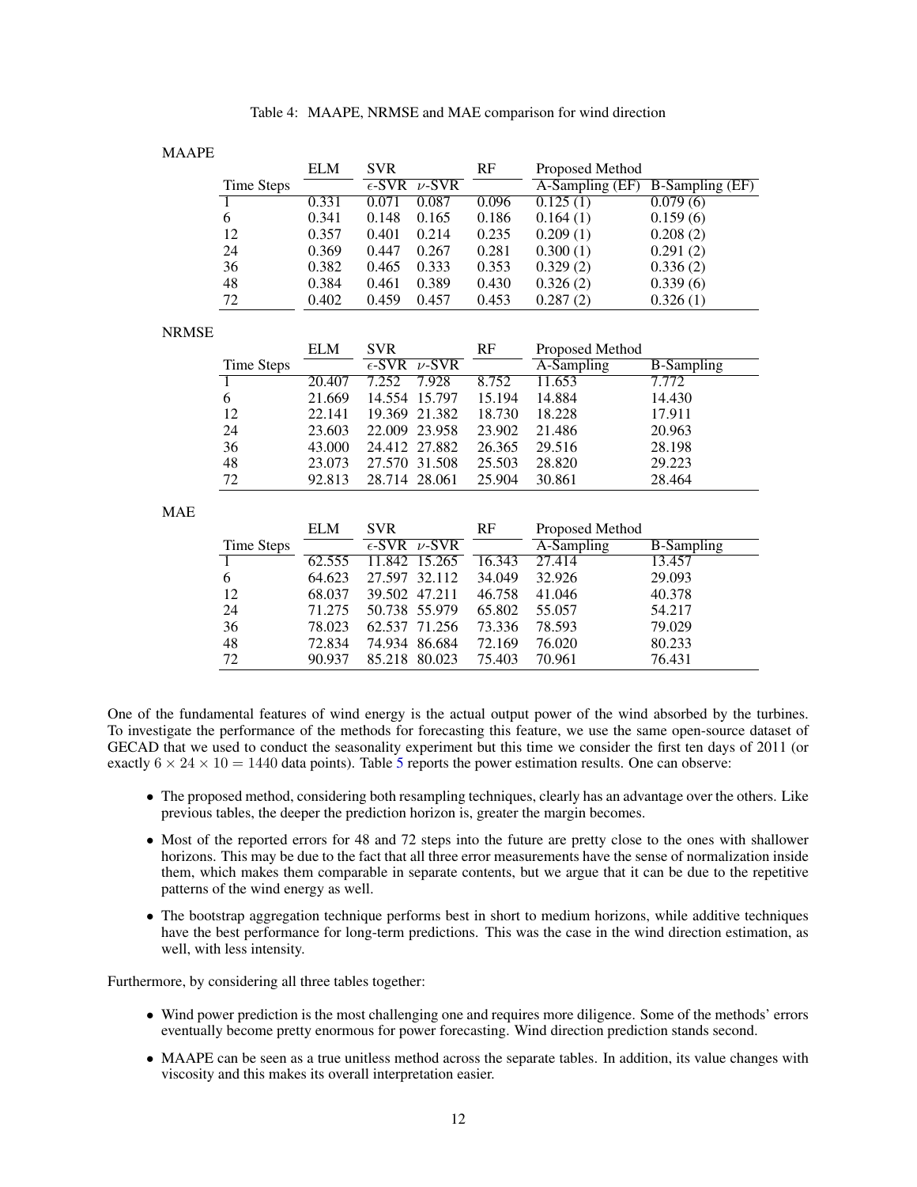Table 4: MAAPE, NRMSE and MAE comparison for wind direction

MAAPE

| | ELM | SVR | | RF | Proposed Method | |
|---|---|---|---|---|---|---|
| Time Steps | | $\epsilon$-SVR | $\nu$-SVR | | A-Sampling (EF) | B-Sampling (EF) |
| 1 | 0.331 | 0.071 | 0.087 | 0.096 | 0.125 (1) | 0.079 (6) |
| 6 | 0.341 | 0.148 | 0.165 | 0.186 | 0.164 (1) | 0.159 (6) |
| 12 | 0.357 | 0.401 | 0.214 | 0.235 | 0.209 (1) | 0.208 (2) |
| 24 | 0.369 | 0.447 | 0.267 | 0.281 | 0.300 (1) | 0.291 (2) |
| 36 | 0.382 | 0.465 | 0.333 | 0.353 | 0.329 (2) | 0.336 (2) |
| 48 | 0.384 | 0.461 | 0.389 | 0.430 | 0.326 (2) | 0.339 (6) |
| 72 | 0.402 | 0.459 | 0.457 | 0.453 | 0.287 (2) | 0.326 (1) |

NRMSE

| | ELM | SVR | | RF | Proposed Method | |
|---|---|---|---|---|---|---|
| Time Steps | | $\epsilon$-SVR | $\nu$-SVR | | A-Sampling | B-Sampling |
| 1 | 20.407 | 7.252 | 7.928 | 8.752 | 11.653 | 7.772 |
| 6 | 21.669 | 14.554 | 15.797 | 15.194 | 14.884 | 14.430 |
| 12 | 22.141 | 19.369 | 21.382 | 18.730 | 18.228 | 17.911 |
| 24 | 23.603 | 22.009 | 23.958 | 23.902 | 21.486 | 20.963 |
| 36 | 43.000 | 24.412 | 27.882 | 26.365 | 29.516 | 28.198 |
| 48 | 23.073 | 27.570 | 31.508 | 25.503 | 28.820 | 29.223 |
| 72 | 92.813 | 28.714 | 28.061 | 25.904 | 30.861 | 28.464 |

MAE

| | ELM | SVR | | RF | Proposed Method | |
|---|---|---|---|---|---|---|
| Time Steps | | $\epsilon$-SVR | $\nu$-SVR | | A-Sampling | B-Sampling |
| 1 | 62.555 | 11.842 | 15.265 | 16.343 | 27.414 | 13.457 |
| 6 | 64.623 | 27.597 | 32.112 | 34.049 | 32.926 | 29.093 |
| 12 | 68.037 | 39.502 | 47.211 | 46.758 | 41.046 | 40.378 |
| 24 | 71.275 | 50.738 | 55.979 | 65.802 | 55.057 | 54.217 |
| 36 | 78.023 | 62.537 | 71.256 | 73.336 | 78.593 | 79.029 |
| 48 | 72.834 | 74.934 | 86.684 | 72.169 | 76.020 | 80.233 |
| 72 | 90.937 | 85.218 | 80.023 | 75.403 | 70.961 | 76.431 |

One of the fundamental features of wind energy is the actual output power of the wind absorbed by the turbines. To investigate the performance of the methods for forecasting this feature, we use the same open-source dataset of GECAD that we used to conduct the seasonality experiment but this time we consider the first ten days of 2011 (or exactly $6 \times 24 \times 10 = 1440$ data points). Table 5 reports the power estimation results. One can observe:

- The proposed method, considering both resampling techniques, clearly has an advantage over the others. Like previous tables, the deeper the prediction horizon is, greater the margin becomes.
- Most of the reported errors for 48 and 72 steps into the future are pretty close to the ones with shallower horizons. This may be due to the fact that all three error measurements have the sense of normalization inside them, which makes them comparable in separate contents, but we argue that it can be due to the repetitive patterns of the wind energy as well.
- The bootstrap aggregation technique performs best in short to medium horizons, while additive techniques have the best performance for long-term predictions. This was the case in the wind direction estimation, as well, with less intensity.

Furthermore, by considering all three tables together:

- Wind power prediction is the most challenging one and requires more diligence. Some of the methods' errors eventually become pretty enormous for power forecasting. Wind direction prediction stands second.
- MAAPE can be seen as a true unitless method across the separate tables. In addition, its value changes with viscosity and this makes its overall interpretation easier.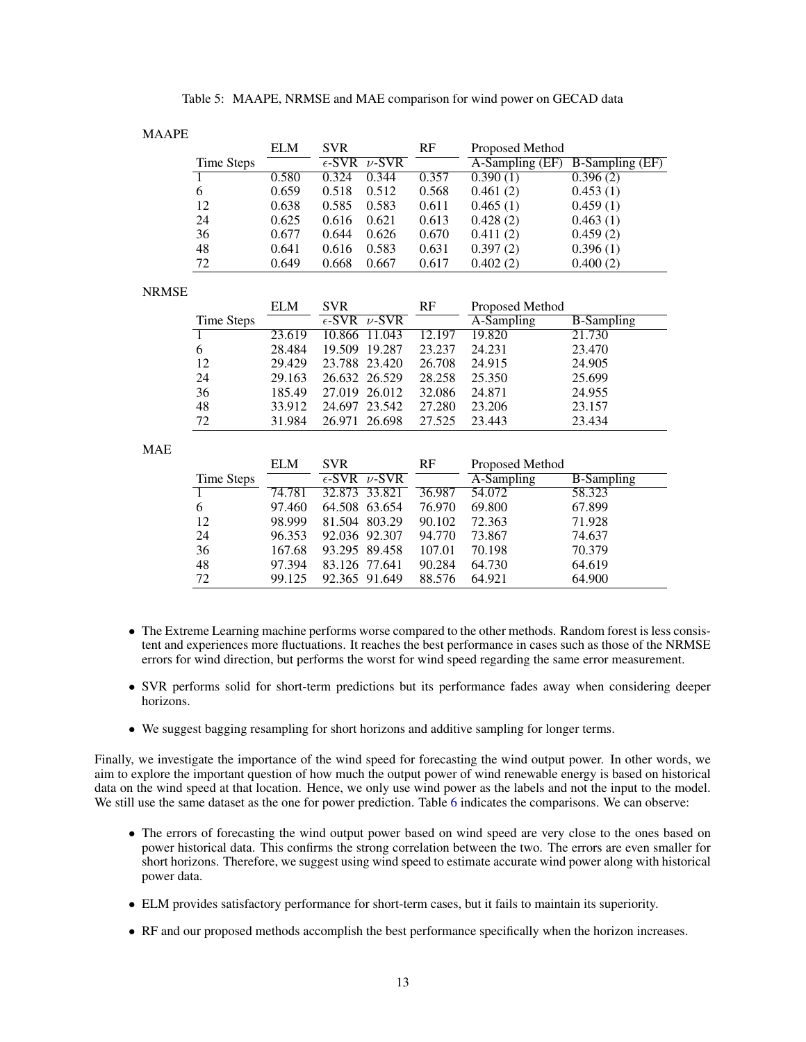Table 5: MAAPE, NRMSE and MAE comparison for wind power on GECAD data

MAAPE

| | ELM | SVR | | RF | Proposed Method | |
|---|---|---|---|---|---|---|
| Time Steps | | $\epsilon$-SVR | $\nu$-SVR | | A-Sampling (EF) | B-Sampling (EF) |
| 1 | 0.580 | 0.324 | 0.344 | 0.357 | 0.390 (1) | 0.396 (2) |
| 6 | 0.659 | 0.518 | 0.512 | 0.568 | 0.461 (2) | 0.453 (1) |
| 12 | 0.638 | 0.585 | 0.583 | 0.611 | 0.465 (1) | 0.459 (1) |
| 24 | 0.625 | 0.616 | 0.621 | 0.613 | 0.428 (2) | 0.463 (1) |
| 36 | 0.677 | 0.644 | 0.626 | 0.670 | 0.411 (2) | 0.459 (2) |
| 48 | 0.641 | 0.616 | 0.583 | 0.631 | 0.397 (2) | 0.396 (1) |
| 72 | 0.649 | 0.668 | 0.667 | 0.617 | 0.402 (2) | 0.400 (2) |

NRMSE

| | ELM | SVR | | RF | Proposed Method | |
|---|---|---|---|---|---|---|
| Time Steps | | $\epsilon$-SVR | $\nu$-SVR | | A-Sampling | B-Sampling |
| 1 | 23.619 | 10.866 | 11.043 | 12.197 | 19.820 | 21.730 |
| 6 | 28.484 | 19.509 | 19.287 | 23.237 | 24.231 | 23.470 |
| 12 | 29.429 | 23.788 | 23.420 | 26.708 | 24.915 | 24.905 |
| 24 | 29.163 | 26.632 | 26.529 | 28.258 | 25.350 | 25.699 |
| 36 | 185.49 | 27.019 | 26.012 | 32.086 | 24.871 | 24.955 |
| 48 | 33.912 | 24.697 | 23.542 | 27.280 | 23.206 | 23.157 |
| 72 | 31.984 | 26.971 | 26.698 | 27.525 | 23.443 | 23.434 |

MAE

| | ELM | SVR | | RF | Proposed Method | |
|---|---|---|---|---|---|---|
| Time Steps | | $\epsilon$-SVR | $\nu$-SVR | | A-Sampling | B-Sampling |
| 1 | 74.781 | 32.873 | 33.821 | 36.987 | 54.072 | 58.323 |
| 6 | 97.460 | 64.508 | 63.654 | 76.970 | 69.800 | 67.899 |
| 12 | 98.999 | 81.504 | 803.29 | 90.102 | 72.363 | 71.928 |
| 24 | 96.353 | 92.036 | 92.307 | 94.770 | 73.867 | 74.637 |
| 36 | 167.68 | 93.295 | 89.458 | 107.01 | 70.198 | 70.379 |
| 48 | 97.394 | 83.126 | 77.641 | 90.284 | 64.730 | 64.619 |
| 72 | 99.125 | 92.365 | 91.649 | 88.576 | 64.921 | 64.900 |

- The Extreme Learning machine performs worse compared to the other methods. Random forest is less consistent and experiences more fluctuations. It reaches the best performance in cases such as those of the NRMSE errors for wind direction, but performs the worst for wind speed regarding the same error measurement.
- SVR performs solid for short-term predictions but its performance fades away when considering deeper horizons.
- We suggest bagging resampling for short horizons and additive sampling for longer terms.

Finally, we investigate the importance of the wind speed for forecasting the wind output power. In other words, we aim to explore the important question of how much the output power of wind renewable energy is based on historical data on the wind speed at that location. Hence, we only use wind power as the labels and not the input to the model. We still use the same dataset as the one for power prediction. Table 6 indicates the comparisons. We can observe:

- The errors of forecasting the wind output power based on wind speed are very close to the ones based on power historical data. This confirms the strong correlation between the two. The errors are even smaller for short horizons. Therefore, we suggest using wind speed to estimate accurate wind power along with historical power data.
- ELM provides satisfactory performance for short-term cases, but it fails to maintain its superiority.
- RF and our proposed methods accomplish the best performance specifically when the horizon increases.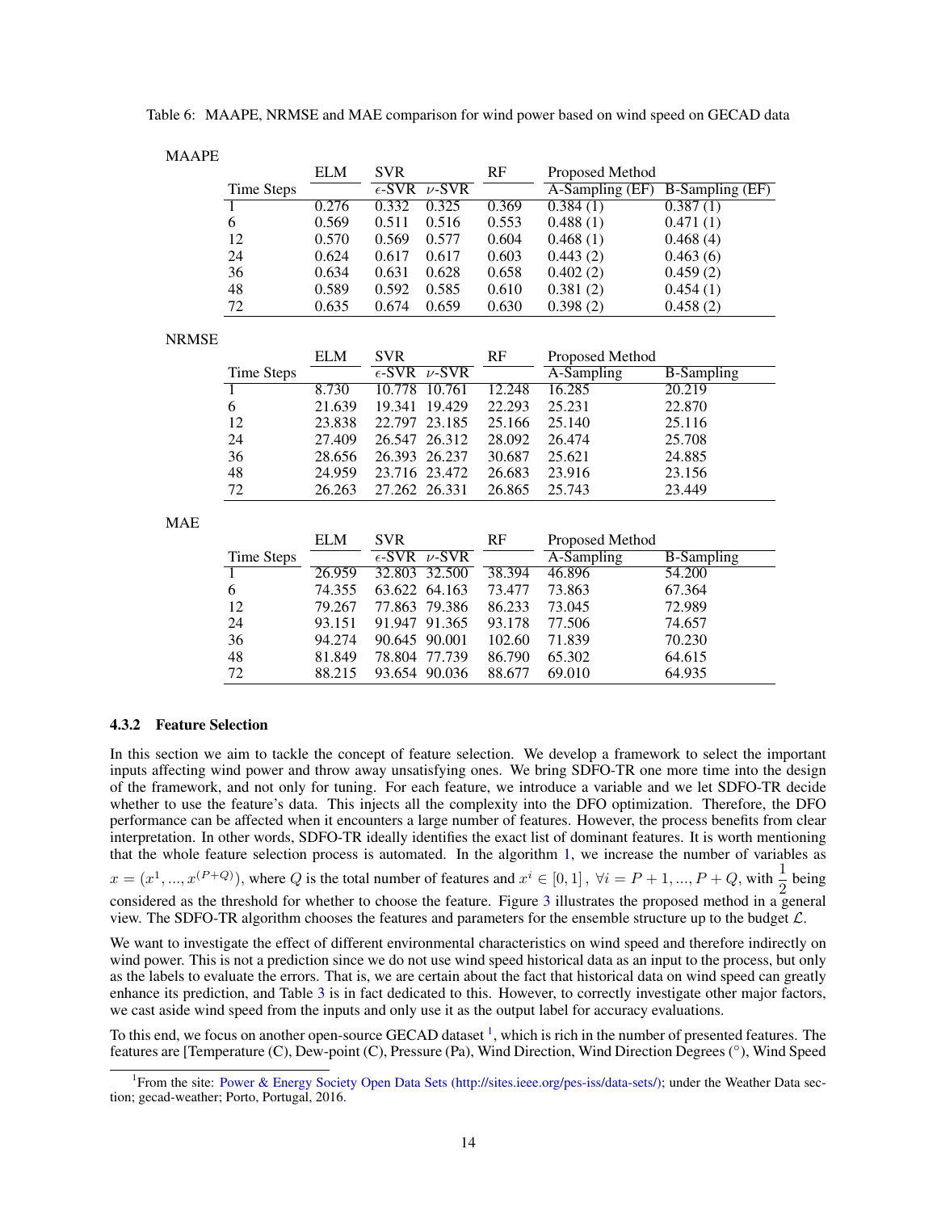Table 6: MAAPE, NRMSE and MAE comparison for wind power based on wind speed on GECAD data

MAAPE

| | ELM | SVR | | RF | Proposed Method | |
|---|---|---|---|---|---|---|
| Time Steps | | $\epsilon$-SVR | $\nu$-SVR | | A-Sampling (EF) | B-Sampling (EF) |
| 1 | 0.276 | 0.332 | 0.325 | 0.369 | 0.384 (1) | 0.387 (1) |
| 6 | 0.569 | 0.511 | 0.516 | 0.553 | 0.488 (1) | 0.471 (1) |
| 12 | 0.570 | 0.569 | 0.577 | 0.604 | 0.468 (1) | 0.468 (4) |
| 24 | 0.624 | 0.617 | 0.617 | 0.603 | 0.443 (2) | 0.463 (6) |
| 36 | 0.634 | 0.631 | 0.628 | 0.658 | 0.402 (2) | 0.459 (2) |
| 48 | 0.589 | 0.592 | 0.585 | 0.610 | 0.381 (2) | 0.454 (1) |
| 72 | 0.635 | 0.674 | 0.659 | 0.630 | 0.398 (2) | 0.458 (2) |

NRMSE

| | ELM | SVR | | RF | Proposed Method | |
|---|---|---|---|---|---|---|
| Time Steps | | $\epsilon$-SVR | $\nu$-SVR | | A-Sampling | B-Sampling |
| 1 | 8.730 | 10.778 | 10.761 | 12.248 | 16.285 | 20.219 |
| 6 | 21.639 | 19.341 | 19.429 | 22.293 | 25.231 | 22.870 |
| 12 | 23.838 | 22.797 | 23.185 | 25.166 | 25.140 | 25.116 |
| 24 | 27.409 | 26.547 | 26.312 | 28.092 | 26.474 | 25.708 |
| 36 | 28.656 | 26.393 | 26.237 | 30.687 | 25.621 | 24.885 |
| 48 | 24.959 | 23.716 | 23.472 | 26.683 | 23.916 | 23.156 |
| 72 | 26.263 | 27.262 | 26.331 | 26.865 | 25.743 | 23.449 |

MAE

| | ELM | SVR | | RF | Proposed Method | |
|---|---|---|---|---|---|---|
| Time Steps | | $\epsilon$-SVR | $\nu$-SVR | | A-Sampling | B-Sampling |
| 1 | 26.959 | 32.803 | 32.500 | 38.394 | 46.896 | 54.200 |
| 6 | 74.355 | 63.622 | 64.163 | 73.477 | 73.863 | 67.364 |
| 12 | 79.267 | 77.863 | 79.386 | 86.233 | 73.045 | 72.989 |
| 24 | 93.151 | 91.947 | 91.365 | 93.178 | 77.506 | 74.657 |
| 36 | 94.274 | 90.645 | 90.001 | 102.60 | 71.839 | 70.230 |
| 48 | 81.849 | 78.804 | 77.739 | 86.790 | 65.302 | 64.615 |
| 72 | 88.215 | 93.654 | 90.036 | 88.677 | 69.010 | 64.935 |

### 4.3.2 Feature Selection

In this section we aim to tackle the concept of feature selection. We develop a framework to select the important inputs affecting wind power and throw away unsatisfying ones. We bring SDFO-TR one more time into the design of the framework, and not only for tuning. For each feature, we introduce a variable and we let SDFO-TR decide whether to use the feature's data. This injects all the complexity into the DFO optimization. Therefore, the DFO performance can be affected when it encounters a large number of features. However, the process benefits from clear interpretation. In other words, SDFO-TR ideally identifies the exact list of dominant features. It is worth mentioning that the whole feature selection process is automated. In the algorithm 1, we increase the number of variables as $x = (x^1, ..., x^{(P+Q)})$, where $Q$ is the total number of features and $x^i \in [0, 1]$, $\forall i = P+1, ..., P+Q$, with $\frac{1}{2}$ being considered as the threshold for whether to choose the feature. Figure 3 illustrates the proposed method in a general view. The SDFO-TR algorithm chooses the features and parameters for the ensemble structure up to the budget $\mathcal{L}$.

We want to investigate the effect of different environmental characteristics on wind speed and therefore indirectly on wind power. This is not a prediction since we do not use wind speed historical data as an input to the process, but only as the labels to evaluate the errors. That is, we are certain about the fact that historical data on wind speed can greatly enhance its prediction, and Table 3 is in fact dedicated to this. However, to correctly investigate other major factors, we cast aside wind speed from the inputs and only use it as the output label for accuracy evaluations.

To this end, we focus on another open-source GECAD dataset [1], which is rich in the number of presented features. The features are [Temperature (C), Dew-point (C), Pressure (Pa), Wind Direction, Wind Direction Degrees (°), Wind Speed

[1] From the site: Power & Energy Society Open Data Sets (http://sites.ieee.org/pes-iss/data-sets/); under the Weather Data section; gecad-weather; Porto, Portugal, 2016.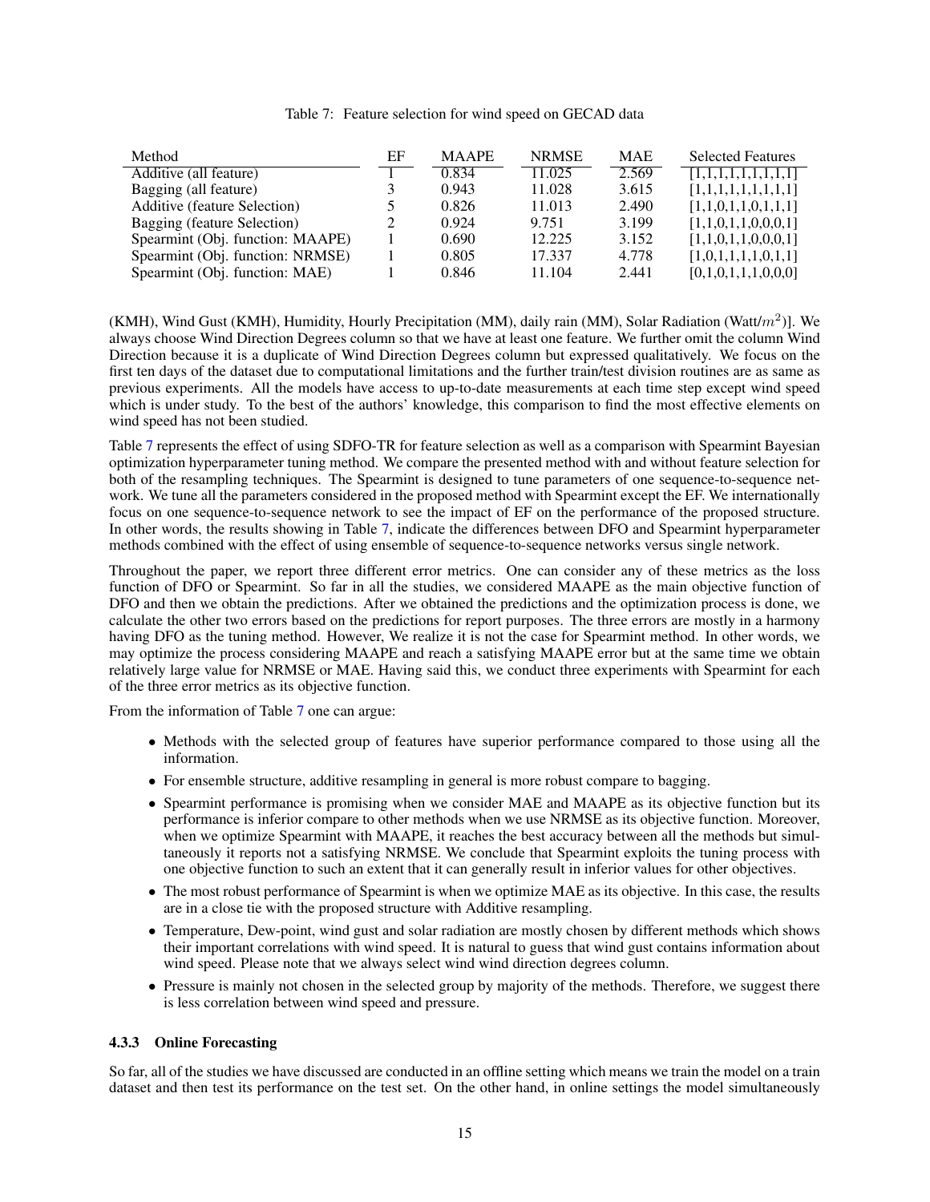Table 7: Feature selection for wind speed on GECAD data

| Method | EF | MAAPE | NRMSE | MAE | Selected Features |
|---|---|---|---|---|---|
| Additive (all feature) | 1 | 0.834 | 11.025 | 2.569 | [1,1,1,1,1,1,1,1,1,1] |
| Bagging (all feature) | 3 | 0.943 | 11.028 | 3.615 | [1,1,1,1,1,1,1,1,1,1] |
| Additive (feature Selection) | 5 | 0.826 | 11.013 | 2.490 | [1,1,0,1,1,0,1,1,1] |
| Bagging (feature Selection) | 2 | 0.924 | 9.751 | 3.199 | [1,1,0,1,1,0,0,0,1] |
| Spearmint (Obj. function: MAAPE) | 1 | 0.690 | 12.225 | 3.152 | [1,1,0,1,1,0,0,0,1] |
| Spearmint (Obj. function: NRMSE) | 1 | 0.805 | 17.337 | 4.778 | [1,0,1,1,1,1,0,1,1] |
| Spearmint (Obj. function: MAE) | 1 | 0.846 | 11.104 | 2.441 | [0,1,0,1,1,1,0,0,0] |

(KMH), Wind Gust (KMH), Humidity, Hourly Precipitation (MM), daily rain (MM), Solar Radiation (Watt/$m^2$)]. We always choose Wind Direction Degrees column so that we have at least one feature. We further omit the column Wind Direction because it is a duplicate of Wind Direction Degrees column but expressed qualitatively. We focus on the first ten days of the dataset due to computational limitations and the further train/test division routines are as same as previous experiments. All the models have access to up-to-date measurements at each time step except wind speed which is under study. To the best of the authors' knowledge, this comparison to find the most effective elements on wind speed has not been studied.

Table 7 represents the effect of using SDFO-TR for feature selection as well as a comparison with Spearmint Bayesian optimization hyperparameter tuning method. We compare the presented method with and without feature selection for both of the resampling techniques. The Spearmint is designed to tune parameters of one sequence-to-sequence network. We tune all the parameters considered in the proposed method with Spearmint except the EF. We internationally focus on one sequence-to-sequence network to see the impact of EF on the performance of the proposed structure. In other words, the results showing in Table 7, indicate the differences between DFO and Spearmint hyperparameter methods combined with the effect of using ensemble of sequence-to-sequence networks versus single network.

Throughout the paper, we report three different error metrics. One can consider any of these metrics as the loss function of DFO or Spearmint. So far in all the studies, we considered MAAPE as the main objective function of DFO and then we obtain the predictions. After we obtained the predictions and the optimization process is done, we calculate the other two errors based on the predictions for report purposes. The three errors are mostly in a harmony having DFO as the tuning method. However, We realize it is not the case for Spearmint method. In other words, we may optimize the process considering MAAPE and reach a satisfying MAAPE error but at the same time we obtain relatively large value for NRMSE or MAE. Having said this, we conduct three experiments with Spearmint for each of the three error metrics as its objective function.

From the information of Table 7 one can argue:

- Methods with the selected group of features have superior performance compared to those using all the information.
- For ensemble structure, additive resampling in general is more robust compare to bagging.
- Spearmint performance is promising when we consider MAE and MAAPE as its objective function but its performance is inferior compare to other methods when we use NRMSE as its objective function. Moreover, when we optimize Spearmint with MAAPE, it reaches the best accuracy between all the methods but simultaneously it reports not a satisfying NRMSE. We conclude that Spearmint exploits the tuning process with one objective function to such an extent that it can generally result in inferior values for other objectives.
- The most robust performance of Spearmint is when we optimize MAE as its objective. In this case, the results are in a close tie with the proposed structure with Additive resampling.
- Temperature, Dew-point, wind gust and solar radiation are mostly chosen by different methods which shows their important correlations with wind speed. It is natural to guess that wind gust contains information about wind speed. Please note that we always select wind wind direction degrees column.
- Pressure is mainly not chosen in the selected group by majority of the methods. Therefore, we suggest there is less correlation between wind speed and pressure.

### 4.3.3 Online Forecasting

So far, all of the studies we have discussed are conducted in an offline setting which means we train the model on a train dataset and then test its performance on the test set. On the other hand, in online settings the model simultaneously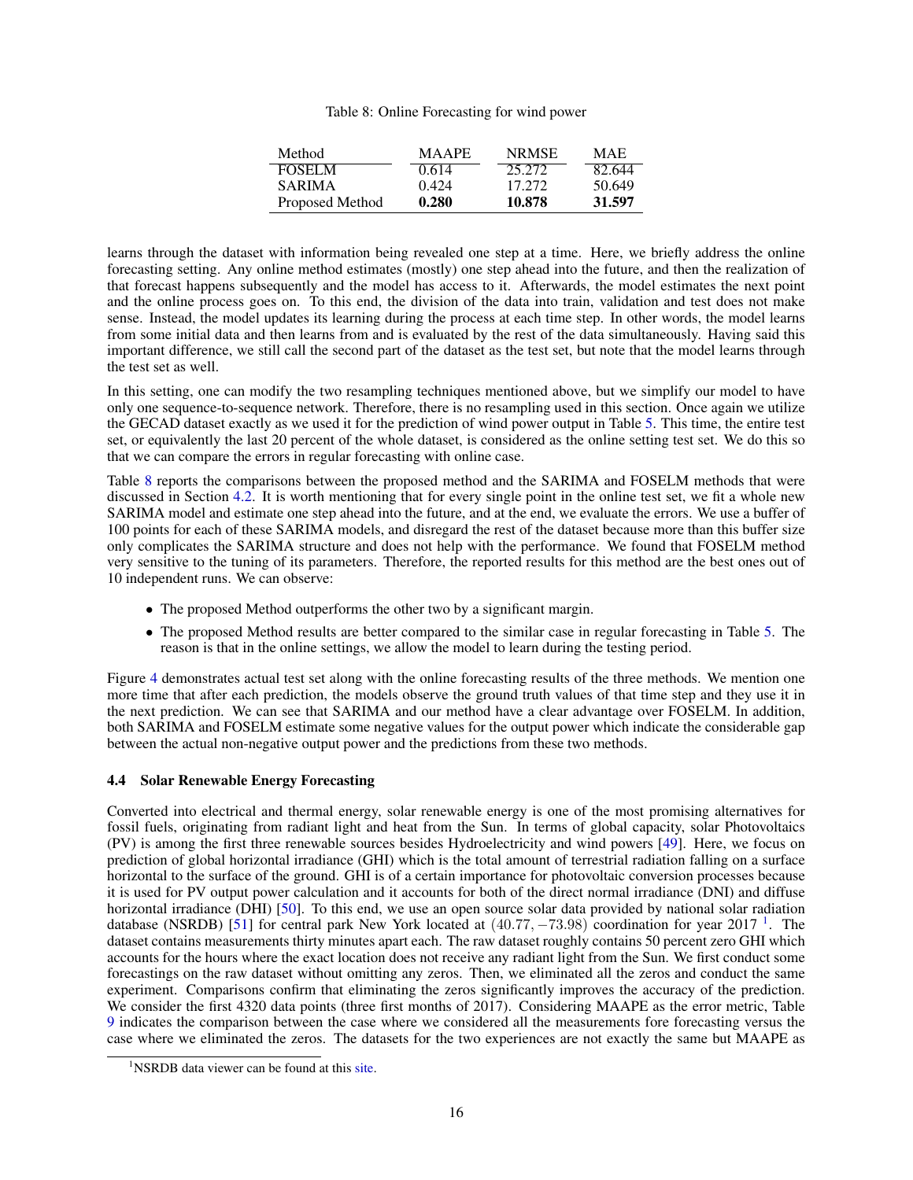Table 8: Online Forecasting for wind power

| Method | MAAPE | NRMSE | MAE |
|---|---|---|---|
| FOSELM | 0.614 | 25.272 | 82.644 |
| SARIMA | 0.424 | 17.272 | 50.649 |
| Proposed Method | **0.280** | **10.878** | **31.597** |

learns through the dataset with information being revealed one step at a time. Here, we briefly address the online forecasting setting. Any online method estimates (mostly) one step ahead into the future, and then the realization of that forecast happens subsequently and the model has access to it. Afterwards, the model estimates the next point and the online process goes on. To this end, the division of the data into train, validation and test does not make sense. Instead, the model updates its learning during the process at each time step. In other words, the model learns from some initial data and then learns from and is evaluated by the rest of the data simultaneously. Having said this important difference, we still call the second part of the dataset as the test set, but note that the model learns through the test set as well.

In this setting, one can modify the two resampling techniques mentioned above, but we simplify our model to have only one sequence-to-sequence network. Therefore, there is no resampling used in this section. Once again we utilize the GECAD dataset exactly as we used it for the prediction of wind power output in Table 5. This time, the entire test set, or equivalently the last 20 percent of the whole dataset, is considered as the online setting test set. We do this so that we can compare the errors in regular forecasting with online case.

Table 8 reports the comparisons between the proposed method and the SARIMA and FOSELM methods that were discussed in Section 4.2. It is worth mentioning that for every single point in the online test set, we fit a whole new SARIMA model and estimate one step ahead into the future, and at the end, we evaluate the errors. We use a buffer of 100 points for each of these SARIMA models, and disregard the rest of the dataset because more than this buffer size only complicates the SARIMA structure and does not help with the performance. We found that FOSELM method very sensitive to the tuning of its parameters. Therefore, the reported results for this method are the best ones out of 10 independent runs. We can observe:

- The proposed Method outperforms the other two by a significant margin.
- The proposed Method results are better compared to the similar case in regular forecasting in Table 5. The reason is that in the online settings, we allow the model to learn during the testing period.

Figure 4 demonstrates actual test set along with the online forecasting results of the three methods. We mention one more time that after each prediction, the models observe the ground truth values of that time step and they use it in the next prediction. We can see that SARIMA and our method have a clear advantage over FOSELM. In addition, both SARIMA and FOSELM estimate some negative values for the output power which indicate the considerable gap between the actual non-negative output power and the predictions from these two methods.

### 4.4 Solar Renewable Energy Forecasting

Converted into electrical and thermal energy, solar renewable energy is one of the most promising alternatives for fossil fuels, originating from radiant light and heat from the Sun. In terms of global capacity, solar Photovoltaics (PV) is among the first three renewable sources besides Hydroelectricity and wind powers [49]. Here, we focus on prediction of global horizontal irradiance (GHI) which is the total amount of terrestrial radiation falling on a surface horizontal to the surface of the ground. GHI is of a certain importance for photovoltaic conversion processes because it is used for PV output power calculation and it accounts for both of the direct normal irradiance (DNI) and diffuse horizontal irradiance (DHI) [50]. To this end, we use an open source solar data provided by national solar radiation database (NSRDB) [51] for central park New York located at $(40.77, -73.98)$ coordination for year 2017 [1]. The dataset contains measurements thirty minutes apart each. The raw dataset roughly contains 50 percent zero GHI which accounts for the hours where the exact location does not receive any radiant light from the Sun. We first conduct some forecastings on the raw dataset without omitting any zeros. Then, we eliminated all the zeros and conduct the same experiment. Comparisons confirm that eliminating the zeros significantly improves the accuracy of the prediction. We consider the first 4320 data points (three first months of 2017). Considering MAAPE as the error metric, Table 9 indicates the comparison between the case where we considered all the measurements fore forecasting versus the case where we eliminated the zeros. The datasets for the two experiences are not exactly the same but MAAPE as

[1] NSRDB data viewer can be found at this site.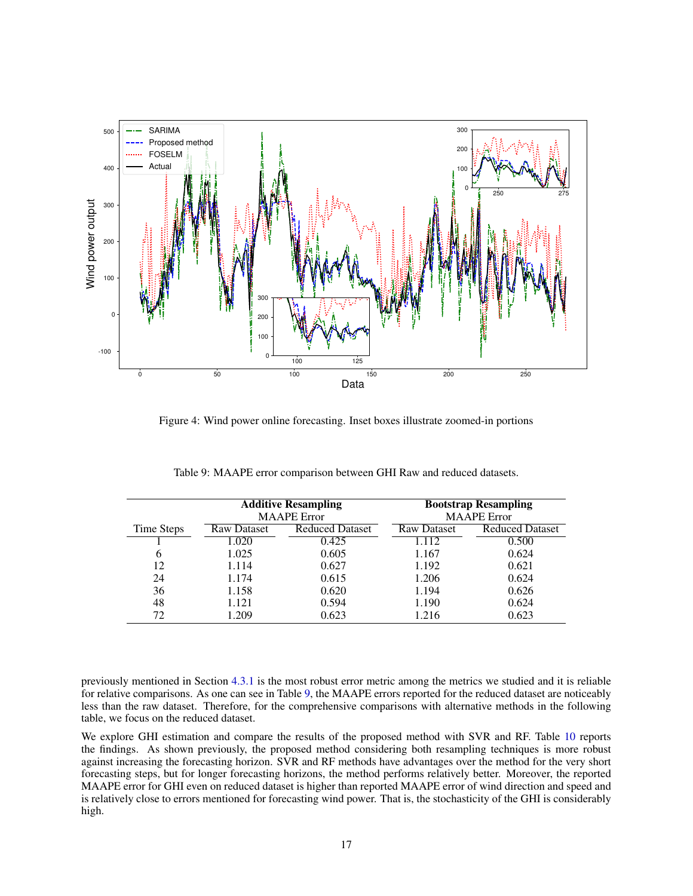Figure 4: Wind power online forecasting. Inset boxes illustrate zoomed-in portions

Table 9: MAAPE error comparison between GHI Raw and reduced datasets.

| | Additive Resampling MAAPE Error | | Bootstrap Resampling MAAPE Error | |
|---|---|---|---|---|
| Time Steps | Raw Dataset | Reduced Dataset | Raw Dataset | Reduced Dataset |
| 1 | 1.020 | 0.425 | 1.112 | 0.500 |
| 6 | 1.025 | 0.605 | 1.167 | 0.624 |
| 12 | 1.114 | 0.627 | 1.192 | 0.621 |
| 24 | 1.174 | 0.615 | 1.206 | 0.624 |
| 36 | 1.158 | 0.620 | 1.194 | 0.626 |
| 48 | 1.121 | 0.594 | 1.190 | 0.624 |
| 72 | 1.209 | 0.623 | 1.216 | 0.623 |

previously mentioned in Section 4.3.1 is the most robust error metric among the metrics we studied and it is reliable for relative comparisons. As one can see in Table 9, the MAAPE errors reported for the reduced dataset are noticeably less than the raw dataset. Therefore, for the comprehensive comparisons with alternative methods in the following table, we focus on the reduced dataset.

We explore GHI estimation and compare the results of the proposed method with SVR and RF. Table 10 reports the findings. As shown previously, the proposed method considering both resampling techniques is more robust against increasing the forecasting horizon. SVR and RF methods have advantages over the method for the very short forecasting steps, but for longer forecasting horizons, the method performs relatively better. Moreover, the reported MAAPE error for GHI even on reduced dataset is higher than reported MAAPE error of wind direction and speed and is relatively close to errors mentioned for forecasting wind power. That is, the stochasticity of the GHI is considerably high.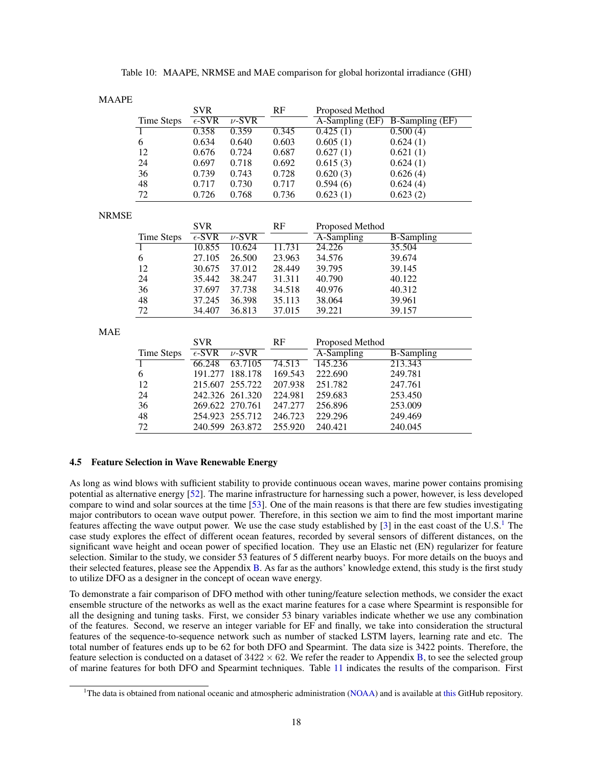Table 10: MAAPE, NRMSE and MAE comparison for global horizontal irradiance (GHI)

MAAPE

| | SVR | | RF | Proposed Method | |
|---|---|---|---|---|---|
| Time Steps | $\epsilon$-SVR | $\nu$-SVR | | A-Sampling (EF) | B-Sampling (EF) |
| 1 | 0.358 | 0.359 | 0.345 | 0.425 (1) | 0.500 (4) |
| 6 | 0.634 | 0.640 | 0.603 | 0.605 (1) | 0.624 (1) |
| 12 | 0.676 | 0.724 | 0.687 | 0.627 (1) | 0.621 (1) |
| 24 | 0.697 | 0.718 | 0.692 | 0.615 (3) | 0.624 (1) |
| 36 | 0.739 | 0.743 | 0.728 | 0.620 (3) | 0.626 (4) |
| 48 | 0.717 | 0.730 | 0.717 | 0.594 (6) | 0.624 (4) |
| 72 | 0.726 | 0.768 | 0.736 | 0.623 (1) | 0.623 (2) |

NRMSE

| | SVR | | RF | Proposed Method | |
|---|---|---|---|---|---|
| Time Steps | $\epsilon$-SVR | $\nu$-SVR | | A-Sampling | B-Sampling |
| 1 | 10.855 | 10.624 | 11.731 | 24.226 | 35.504 |
| 6 | 27.105 | 26.500 | 23.963 | 34.576 | 39.674 |
| 12 | 30.675 | 37.012 | 28.449 | 39.795 | 39.145 |
| 24 | 35.442 | 38.247 | 31.311 | 40.790 | 40.122 |
| 36 | 37.697 | 37.738 | 34.518 | 40.976 | 40.312 |
| 48 | 37.245 | 36.398 | 35.113 | 38.064 | 39.961 |
| 72 | 34.407 | 36.813 | 37.015 | 39.221 | 39.157 |

MAE

| | SVR | | RF | Proposed Method | |
|---|---|---|---|---|---|
| Time Steps | $\epsilon$-SVR | $\nu$-SVR | | A-Sampling | B-Sampling |
| 1 | 66.248 | 63.7105 | 74.513 | 145.236 | 213.343 |
| 6 | 191.277 | 188.178 | 169.543 | 222.690 | 249.781 |
| 12 | 215.607 | 255.722 | 207.938 | 251.782 | 247.761 |
| 24 | 242.326 | 261.320 | 224.981 | 259.683 | 253.450 |
| 36 | 269.622 | 270.761 | 247.277 | 256.896 | 253.009 |
| 48 | 254.923 | 255.712 | 246.723 | 229.296 | 249.469 |
| 72 | 240.599 | 263.872 | 255.920 | 240.421 | 240.045 |

### 4.5 Feature Selection in Wave Renewable Energy

As long as wind blows with sufficient stability to provide continuous ocean waves, marine power contains promising potential as alternative energy [52]. The marine infrastructure for harnessing such a power, however, is less developed compare to wind and solar sources at the time [53]. One of the main reasons is that there are few studies investigating major contributors to ocean wave output power. Therefore, in this section we aim to find the most important marine features affecting the wave output power. We use the case study established by [3] in the east coast of the U.S.[1] The case study explores the effect of different ocean features, recorded by several sensors of different distances, on the significant wave height and ocean power of specified location. They use an Elastic net (EN) regularizer for feature selection. Similar to the study, we consider 53 features of 5 different nearby buoys. For more details on the buoys and their selected features, please see the Appendix B. As far as the authors' knowledge extend, this study is the first study to utilize DFO as a designer in the concept of ocean wave energy.

To demonstrate a fair comparison of DFO method with other tuning/feature selection methods, we consider the exact ensemble structure of the networks as well as the exact marine features for a case where Spearmint is responsible for all the designing and tuning tasks. First, we consider 53 binary variables indicate whether we use any combination of the features. Second, we reserve an integer variable for EF and finally, we take into consideration the structural features of the sequence-to-sequence network such as number of stacked LSTM layers, learning rate and etc. The total number of features ends up to be 62 for both DFO and Spearmint. The data size is 3422 points. Therefore, the feature selection is conducted on a dataset of $3422 \times 62$. We refer the reader to Appendix B, to see the selected group of marine features for both DFO and Spearmint techniques. Table 11 indicates the results of the comparison. First

[1] The data is obtained from national oceanic and atmospheric administration (NOAA) and is available at this GitHub repository.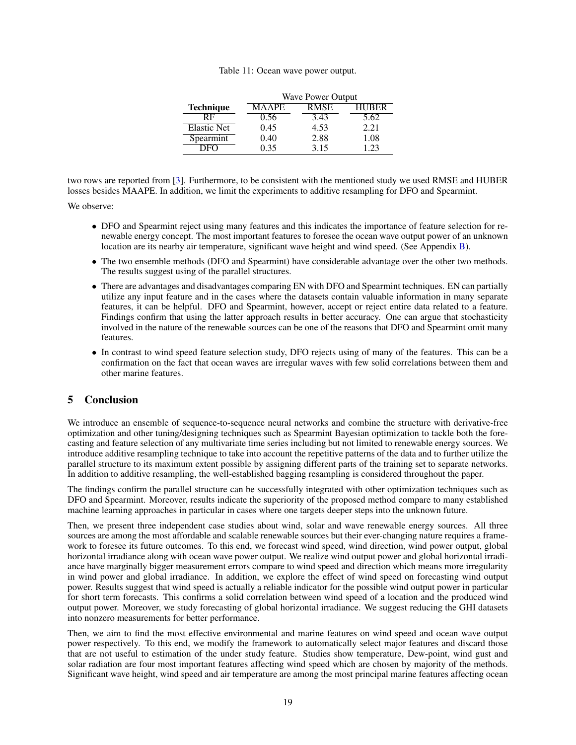Table 11: Ocean wave power output.

| Technique | Wave Power Output | | |
|---|---|---|---|
| | MAAPE | RMSE | HUBER |
| RF | 0.56 | 3.43 | 5.62 |
| Elastic Net | 0.45 | 4.53 | 2.21 |
| Spearmint | 0.40 | 2.88 | 1.08 |
| DFO | 0.35 | 3.15 | 1.23 |

two rows are reported from [3]. Furthermore, to be consistent with the mentioned study we used RMSE and HUBER losses besides MAAPE. In addition, we limit the experiments to additive resampling for DFO and Spearmint.

We observe:

- DFO and Spearmint reject using many features and this indicates the importance of feature selection for renewable energy concept. The most important features to foresee the ocean wave output power of an unknown location are its nearby air temperature, significant wave height and wind speed. (See Appendix B).
- The two ensemble methods (DFO and Spearmint) have considerable advantage over the other two methods. The results suggest using of the parallel structures.
- There are advantages and disadvantages comparing EN with DFO and Spearmint techniques. EN can partially utilize any input feature and in the cases where the datasets contain valuable information in many separate features, it can be helpful. DFO and Spearmint, however, accept or reject entire data related to a feature. Findings confirm that using the latter approach results in better accuracy. One can argue that stochasticity involved in the nature of the renewable sources can be one of the reasons that DFO and Spearmint omit many features.
- In contrast to wind speed feature selection study, DFO rejects using of many of the features. This can be a confirmation on the fact that ocean waves are irregular waves with few solid correlations between them and other marine features.

# 5 Conclusion

We introduce an ensemble of sequence-to-sequence neural networks and combine the structure with derivative-free optimization and other tuning/designing techniques such as Spearmint Bayesian optimization to tackle both the forecasting and feature selection of any multivariate time series including but not limited to renewable energy sources. We introduce additive resampling technique to take into account the repetitive patterns of the data and to further utilize the parallel structure to its maximum extent possible by assigning different parts of the training set to separate networks. In addition to additive resampling, the well-established bagging resampling is considered throughout the paper.

The findings confirm the parallel structure can be successfully integrated with other optimization techniques such as DFO and Spearmint. Moreover, results indicate the superiority of the proposed method compare to many established machine learning approaches in particular in cases where one targets deeper steps into the unknown future.

Then, we present three independent case studies about wind, solar and wave renewable energy sources. All three sources are among the most affordable and scalable renewable sources but their ever-changing nature requires a framework to foresee its future outcomes. To this end, we forecast wind speed, wind direction, wind power output, global horizontal irradiance along with ocean wave power output. We realize wind output power and global horizontal irradiance have marginally bigger measurement errors compare to wind speed and direction which means more irregularity in wind power and global irradiance. In addition, we explore the effect of wind speed on forecasting wind output power. Results suggest that wind speed is actually a reliable indicator for the possible wind output power in particular for short term forecasts. This confirms a solid correlation between wind speed of a location and the produced wind output power. Moreover, we study forecasting of global horizontal irradiance. We suggest reducing the GHI datasets into nonzero measurements for better performance.

Then, we aim to find the most effective environmental and marine features on wind speed and ocean wave output power respectively. To this end, we modify the framework to automatically select major features and discard those that are not useful to estimation of the under study feature. Studies show temperature, Dew-point, wind gust and solar radiation are four most important features affecting wind speed which are chosen by majority of the methods. Significant wave height, wind speed and air temperature are among the most principal marine features affecting ocean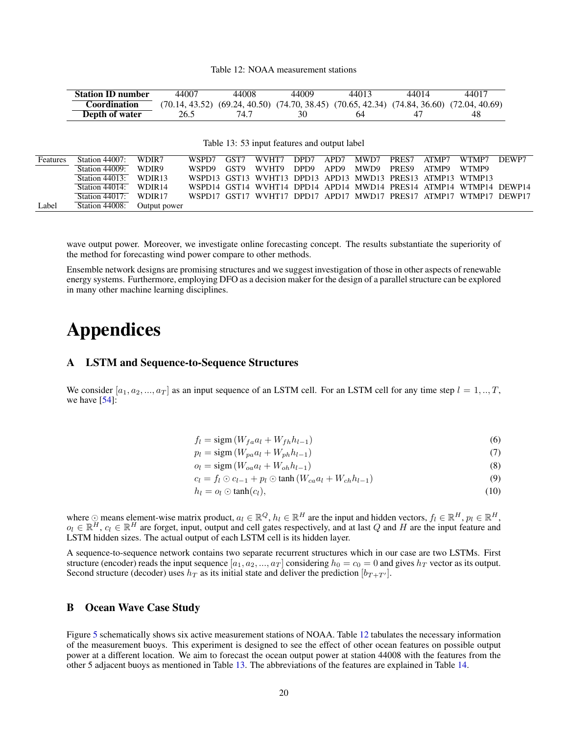Table 12: NOAA measurement stations

| Station ID number | 44007 | 44008 | 44009 | 44013 | 44014 | 44017 |
|---|---|---|---|---|---|---|
| Coordination | (70.14, 43.52) | (69.24, 40.50) | (74.70, 38.45) | (70.65, 42.34) | (74.84, 36.60) | (72.04, 40.69) |
| Depth of water | 26.5 | 74.7 | 30 | 64 | 47 | 48 |

Table 13: 53 input features and output label

| | | | | | | | | | | | | |
|---|---|---|---|---|---|---|---|---|---|---|---|---|
| Features | Station 44007: | WDIR7 | WSPD7 | GST7 | WVHT7 | DPD7 | APD7 | MWD7 | PRES7 | ATMP7 | WTMP7 | DEWP7 |
| | Station 44009: | WDIR9 | WSPD9 | GST9 | WVHT9 | DPD9 | APD9 | MWD9 | PRES9 | ATMP9 | WTMP9 | |
| | Station 44013: | WDIR13 | WSPD13 | GST13 | WVHT13 | DPD13 | APD13 | MWD13 | PRES13 | ATMP13 | WTMP13 | |
| | Station 44014: | WDIR14 | WSPD14 | GST14 | WVHT14 | DPD14 | APD14 | MWD14 | PRES14 | ATMP14 | WTMP14 | DEWP14 |
| | Station 44017: | WDIR17 | WSPD17 | GST17 | WVHT17 | DPD17 | APD17 | MWD17 | PRES17 | ATMP17 | WTMP17 | DEWP17 |
| Label | Station 44008: | Output power | | | | | | | | | | |

wave output power. Moreover, we investigate online forecasting concept. The results substantiate the superiority of the method for forecasting wind power compare to other methods.

Ensemble network designs are promising structures and we suggest investigation of those in other aspects of renewable energy systems. Furthermore, employing DFO as a decision maker for the design of a parallel structure can be explored in many other machine learning disciplines.

# Appendices

## A LSTM and Sequence-to-Sequence Structures

We consider $[a_1, a_2, ..., a_T]$ as an input sequence of an LSTM cell. For an LSTM cell for any time step $l = 1, .., T$, we have [54]:

$$f_l = \text{sigm}\left(W_{fa}a_l + W_{fh}h_{l-1}\right) \tag{6}$$
$$p_l = \text{sigm}\left(W_{pa}a_l + W_{ph}h_{l-1}\right) \tag{7}$$
$$o_l = \text{sigm}\left(W_{oa}a_l + W_{oh}h_{l-1}\right) \tag{8}$$
$$c_l = f_l \odot c_{l-1} + p_l \odot \tanh\left(W_{ca}a_l + W_{ch}h_{l-1}\right) \tag{9}$$
$$h_l = o_l \odot \tanh(c_l), \tag{10}$$

where $\odot$ means element-wise matrix product, $a_l \in \mathbb{R}^Q$, $h_l \in \mathbb{R}^H$ are the input and hidden vectors, $f_l \in \mathbb{R}^H$, $p_l \in \mathbb{R}^H$, $o_l \in \mathbb{R}^H$, $c_l \in \mathbb{R}^H$ are forget, input, output and cell gates respectively, and at last $Q$ and $H$ are the input feature and LSTM hidden sizes. The actual output of each LSTM cell is its hidden layer.

A sequence-to-sequence network contains two separate recurrent structures which in our case are two LSTMs. First structure (encoder) reads the input sequence $[a_1, a_2, ..., a_T]$ considering $h_0 = c_0 = 0$ and gives $h_T$ vector as its output. Second structure (decoder) uses $h_T$ as its initial state and deliver the prediction $[b_{T+T'}]$.

## B Ocean Wave Case Study

Figure 5 schematically shows six active measurement stations of NOAA. Table 12 tabulates the necessary information of the measurement buoys. This experiment is designed to see the effect of other ocean features on possible output power at a different location. We aim to forecast the ocean output power at station 44008 with the features from the other 5 adjacent buoys as mentioned in Table 13. The abbreviations of the features are explained in Table 14.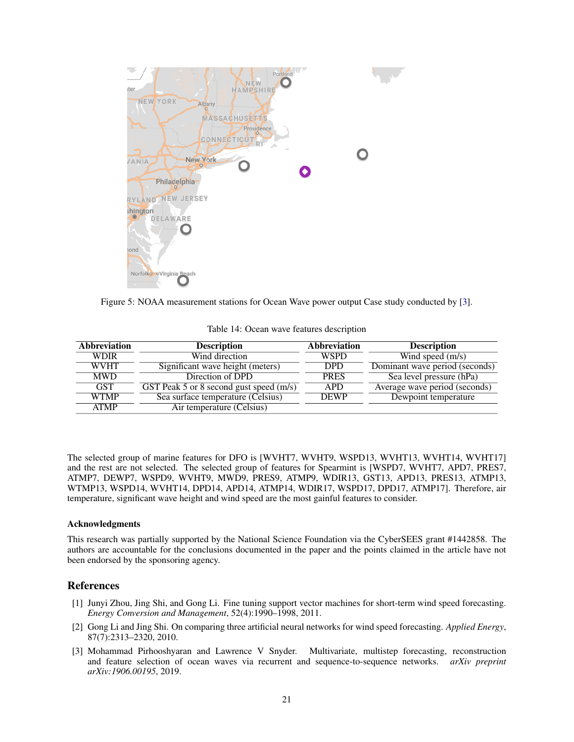Figure 5: NOAA measurement stations for Ocean Wave power output Case study conducted by [3].

Table 14: Ocean wave features description

| Abbreviation | Description | Abbreviation | Description |
|---|---|---|---|
| WDIR | Wind direction | WSPD | Wind speed (m/s) |
| WVHT | Significant wave height (meters) | DPD | Dominant wave period (seconds) |
| MWD | Direction of DPD | PRES | Sea level pressure (hPa) |
| GST | GST Peak 5 or 8 second gust speed (m/s) | APD | Average wave period (seconds) |
| WTMP | Sea surface temperature (Celsius) | DEWP | Dewpoint temperature |
| ATMP | Air temperature (Celsius) | | |

The selected group of marine features for DFO is [WVHT7, WVHT9, WSPD13, WVHT13, WVHT14, WVHT17] and the rest are not selected. The selected group of features for Spearmint is [WSPD7, WVHT7, APD7, PRES7, ATMP7, DEWP7, WSPD9, WVHT9, MWD9, PRES9, ATMP9, WDIR13, GST13, APD13, PRES13, ATMP13, WTMP13, WSPD14, WVHT14, DPD14, APD14, ATMP14, WDIR17, WSPD17, DPD17, ATMP17]. Therefore, air temperature, significant wave height and wind speed are the most gainful features to consider.

### Acknowledgments

This research was partially supported by the National Science Foundation via the CyberSEES grant #1442858. The authors are accountable for the conclusions documented in the paper and the points claimed in the article have not been endorsed by the sponsoring agency.

## References

[1] Junyi Zhou, Jing Shi, and Gong Li. Fine tuning support vector machines for short-term wind speed forecasting. *Energy Conversion and Management*, 52(4):1990–1998, 2011.

[2] Gong Li and Jing Shi. On comparing three artificial neural networks for wind speed forecasting. *Applied Energy*, 87(7):2313–2320, 2010.

[3] Mohammad Pirhooshyaran and Lawrence V Snyder. Multivariate, multistep forecasting, reconstruction and feature selection of ocean waves via recurrent and sequence-to-sequence networks. *arXiv preprint arXiv:1906.00195*, 2019.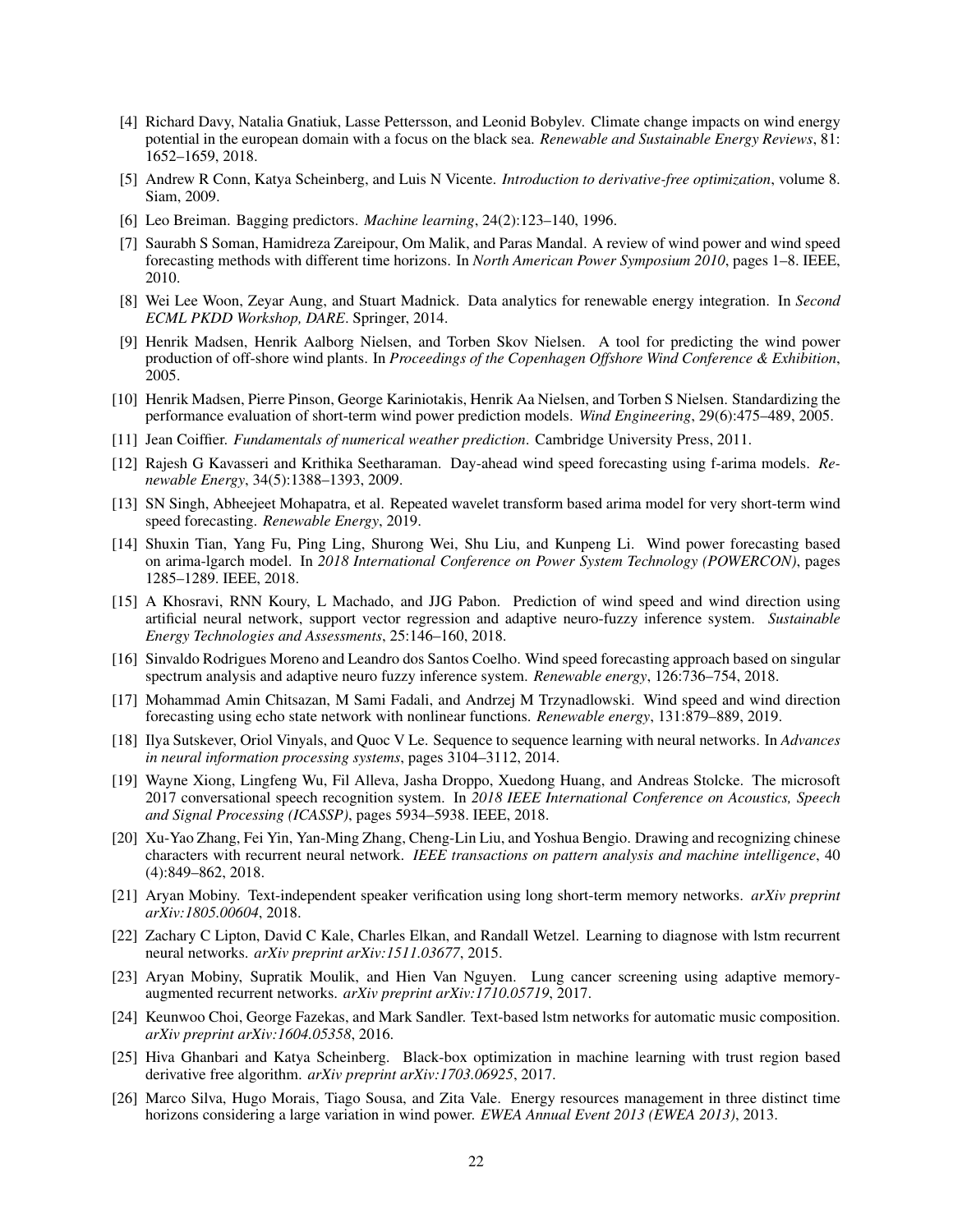[4] Richard Davy, Natalia Gnatiuk, Lasse Pettersson, and Leonid Bobylev. Climate change impacts on wind energy potential in the european domain with a focus on the black sea. *Renewable and Sustainable Energy Reviews*, 81: 1652–1659, 2018.

[5] Andrew R Conn, Katya Scheinberg, and Luis N Vicente. *Introduction to derivative-free optimization*, volume 8. Siam, 2009.

[6] Leo Breiman. Bagging predictors. *Machine learning*, 24(2):123–140, 1996.

[7] Saurabh S Soman, Hamidreza Zareipour, Om Malik, and Paras Mandal. A review of wind power and wind speed forecasting methods with different time horizons. In *North American Power Symposium 2010*, pages 1–8. IEEE, 2010.

[8] Wei Lee Woon, Zeyar Aung, and Stuart Madnick. Data analytics for renewable energy integration. In *Second ECML PKDD Workshop, DARE*. Springer, 2014.

[9] Henrik Madsen, Henrik Aalborg Nielsen, and Torben Skov Nielsen. A tool for predicting the wind power production of off-shore wind plants. In *Proceedings of the Copenhagen Offshore Wind Conference & Exhibition*, 2005.

[10] Henrik Madsen, Pierre Pinson, George Kariniotakis, Henrik Aa Nielsen, and Torben S Nielsen. Standardizing the performance evaluation of short-term wind power prediction models. *Wind Engineering*, 29(6):475–489, 2005.

[11] Jean Coiffier. *Fundamentals of numerical weather prediction*. Cambridge University Press, 2011.

[12] Rajesh G Kavasseri and Krithika Seetharaman. Day-ahead wind speed forecasting using f-arima models. *Renewable Energy*, 34(5):1388–1393, 2009.

[13] SN Singh, Abheejeet Mohapatra, et al. Repeated wavelet transform based arima model for very short-term wind speed forecasting. *Renewable Energy*, 2019.

[14] Shuxin Tian, Yang Fu, Ping Ling, Shurong Wei, Shu Liu, and Kunpeng Li. Wind power forecasting based on arima-lgarch model. In *2018 International Conference on Power System Technology (POWERCON)*, pages 1285–1289. IEEE, 2018.

[15] A Khosravi, RNN Koury, L Machado, and JJG Pabon. Prediction of wind speed and wind direction using artificial neural network, support vector regression and adaptive neuro-fuzzy inference system. *Sustainable Energy Technologies and Assessments*, 25:146–160, 2018.

[16] Sinvaldo Rodrigues Moreno and Leandro dos Santos Coelho. Wind speed forecasting approach based on singular spectrum analysis and adaptive neuro fuzzy inference system. *Renewable energy*, 126:736–754, 2018.

[17] Mohammad Amin Chitsazan, M Sami Fadali, and Andrzej M Trzynadlowski. Wind speed and wind direction forecasting using echo state network with nonlinear functions. *Renewable energy*, 131:879–889, 2019.

[18] Ilya Sutskever, Oriol Vinyals, and Quoc V Le. Sequence to sequence learning with neural networks. In *Advances in neural information processing systems*, pages 3104–3112, 2014.

[19] Wayne Xiong, Lingfeng Wu, Fil Alleva, Jasha Droppo, Xuedong Huang, and Andreas Stolcke. The microsoft 2017 conversational speech recognition system. In *2018 IEEE International Conference on Acoustics, Speech and Signal Processing (ICASSP)*, pages 5934–5938. IEEE, 2018.

[20] Xu-Yao Zhang, Fei Yin, Yan-Ming Zhang, Cheng-Lin Liu, and Yoshua Bengio. Drawing and recognizing chinese characters with recurrent neural network. *IEEE transactions on pattern analysis and machine intelligence*, 40 (4):849–862, 2018.

[21] Aryan Mobiny. Text-independent speaker verification using long short-term memory networks. *arXiv preprint arXiv:1805.00604*, 2018.

[22] Zachary C Lipton, David C Kale, Charles Elkan, and Randall Wetzel. Learning to diagnose with lstm recurrent neural networks. *arXiv preprint arXiv:1511.03677*, 2015.

[23] Aryan Mobiny, Supratik Moulik, and Hien Van Nguyen. Lung cancer screening using adaptive memory-augmented recurrent networks. *arXiv preprint arXiv:1710.05719*, 2017.

[24] Keunwoo Choi, George Fazekas, and Mark Sandler. Text-based lstm networks for automatic music composition. *arXiv preprint arXiv:1604.05358*, 2016.

[25] Hiva Ghanbari and Katya Scheinberg. Black-box optimization in machine learning with trust region based derivative free algorithm. *arXiv preprint arXiv:1703.06925*, 2017.

[26] Marco Silva, Hugo Morais, Tiago Sousa, and Zita Vale. Energy resources management in three distinct time horizons considering a large variation in wind power. *EWEA Annual Event 2013 (EWEA 2013)*, 2013.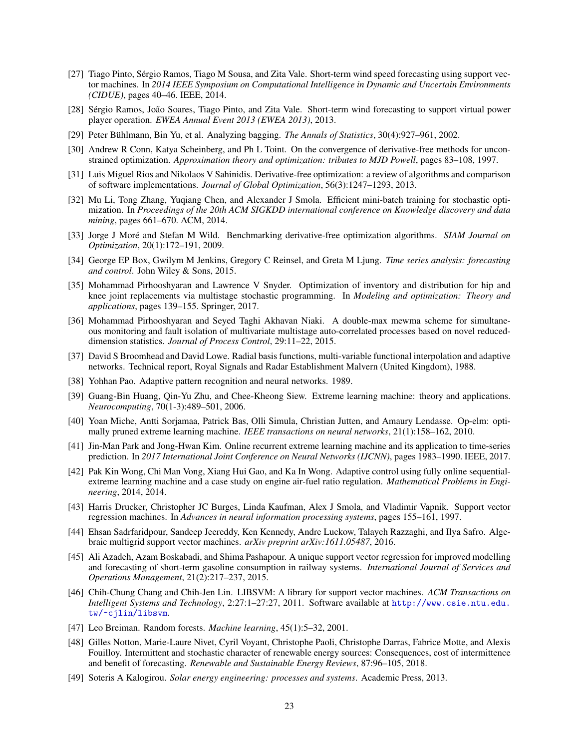[27] Tiago Pinto, Sérgio Ramos, Tiago M Sousa, and Zita Vale. Short-term wind speed forecasting using support vector machines. In *2014 IEEE Symposium on Computational Intelligence in Dynamic and Uncertain Environments (CIDUE)*, pages 40–46. IEEE, 2014.

[28] Sérgio Ramos, João Soares, Tiago Pinto, and Zita Vale. Short-term wind forecasting to support virtual power player operation. *EWEA Annual Event 2013 (EWEA 2013)*, 2013.

[29] Peter Bühlmann, Bin Yu, et al. Analyzing bagging. *The Annals of Statistics*, 30(4):927–961, 2002.

[30] Andrew R Conn, Katya Scheinberg, and Ph L Toint. On the convergence of derivative-free methods for unconstrained optimization. *Approximation theory and optimization: tributes to MJD Powell*, pages 83–108, 1997.

[31] Luis Miguel Rios and Nikolaos V Sahinidis. Derivative-free optimization: a review of algorithms and comparison of software implementations. *Journal of Global Optimization*, 56(3):1247–1293, 2013.

[32] Mu Li, Tong Zhang, Yuqiang Chen, and Alexander J Smola. Efficient mini-batch training for stochastic optimization. In *Proceedings of the 20th ACM SIGKDD international conference on Knowledge discovery and data mining*, pages 661–670. ACM, 2014.

[33] Jorge J Moré and Stefan M Wild. Benchmarking derivative-free optimization algorithms. *SIAM Journal on Optimization*, 20(1):172–191, 2009.

[34] George EP Box, Gwilym M Jenkins, Gregory C Reinsel, and Greta M Ljung. *Time series analysis: forecasting and control*. John Wiley & Sons, 2015.

[35] Mohammad Pirhooshyaran and Lawrence V Snyder. Optimization of inventory and distribution for hip and knee joint replacements via multistage stochastic programming. In *Modeling and optimization: Theory and applications*, pages 139–155. Springer, 2017.

[36] Mohammad Pirhooshyaran and Seyed Taghi Akhavan Niaki. A double-max mewma scheme for simultaneous monitoring and fault isolation of multivariate multistage auto-correlated processes based on novel reduced-dimension statistics. *Journal of Process Control*, 29:11–22, 2015.

[37] David S Broomhead and David Lowe. Radial basis functions, multi-variable functional interpolation and adaptive networks. Technical report, Royal Signals and Radar Establishment Malvern (United Kingdom), 1988.

[38] Yohhan Pao. Adaptive pattern recognition and neural networks. 1989.

[39] Guang-Bin Huang, Qin-Yu Zhu, and Chee-Kheong Siew. Extreme learning machine: theory and applications. *Neurocomputing*, 70(1-3):489–501, 2006.

[40] Yoan Miche, Antti Sorjamaa, Patrick Bas, Olli Simula, Christian Jutten, and Amaury Lendasse. Op-elm: optimally pruned extreme learning machine. *IEEE transactions on neural networks*, 21(1):158–162, 2010.

[41] Jin-Man Park and Jong-Hwan Kim. Online recurrent extreme learning machine and its application to time-series prediction. In *2017 International Joint Conference on Neural Networks (IJCNN)*, pages 1983–1990. IEEE, 2017.

[42] Pak Kin Wong, Chi Man Vong, Xiang Hui Gao, and Ka In Wong. Adaptive control using fully online sequential-extreme learning machine and a case study on engine air-fuel ratio regulation. *Mathematical Problems in Engineering*, 2014, 2014.

[43] Harris Drucker, Christopher JC Burges, Linda Kaufman, Alex J Smola, and Vladimir Vapnik. Support vector regression machines. In *Advances in neural information processing systems*, pages 155–161, 1997.

[44] Ehsan Sadrfaridpour, Sandeep Jeereddy, Ken Kennedy, Andre Luckow, Talayeh Razzaghi, and Ilya Safro. Algebraic multigrid support vector machines. *arXiv preprint arXiv:1611.05487*, 2016.

[45] Ali Azadeh, Azam Boskabadi, and Shima Pashapour. A unique support vector regression for improved modelling and forecasting of short-term gasoline consumption in railway systems. *International Journal of Services and Operations Management*, 21(2):217–237, 2015.

[46] Chih-Chung Chang and Chih-Jen Lin. LIBSVM: A library for support vector machines. *ACM Transactions on Intelligent Systems and Technology*, 2:27:1–27:27, 2011. Software available at http://www.csie.ntu.edu.tw/~cjlin/libsvm.

[47] Leo Breiman. Random forests. *Machine learning*, 45(1):5–32, 2001.

[48] Gilles Notton, Marie-Laure Nivet, Cyril Voyant, Christophe Paoli, Christophe Darras, Fabrice Motte, and Alexis Fouilloy. Intermittent and stochastic character of renewable energy sources: Consequences, cost of intermittence and benefit of forecasting. *Renewable and Sustainable Energy Reviews*, 87:96–105, 2018.

[49] Soteris A Kalogirou. *Solar energy engineering: processes and systems*. Academic Press, 2013.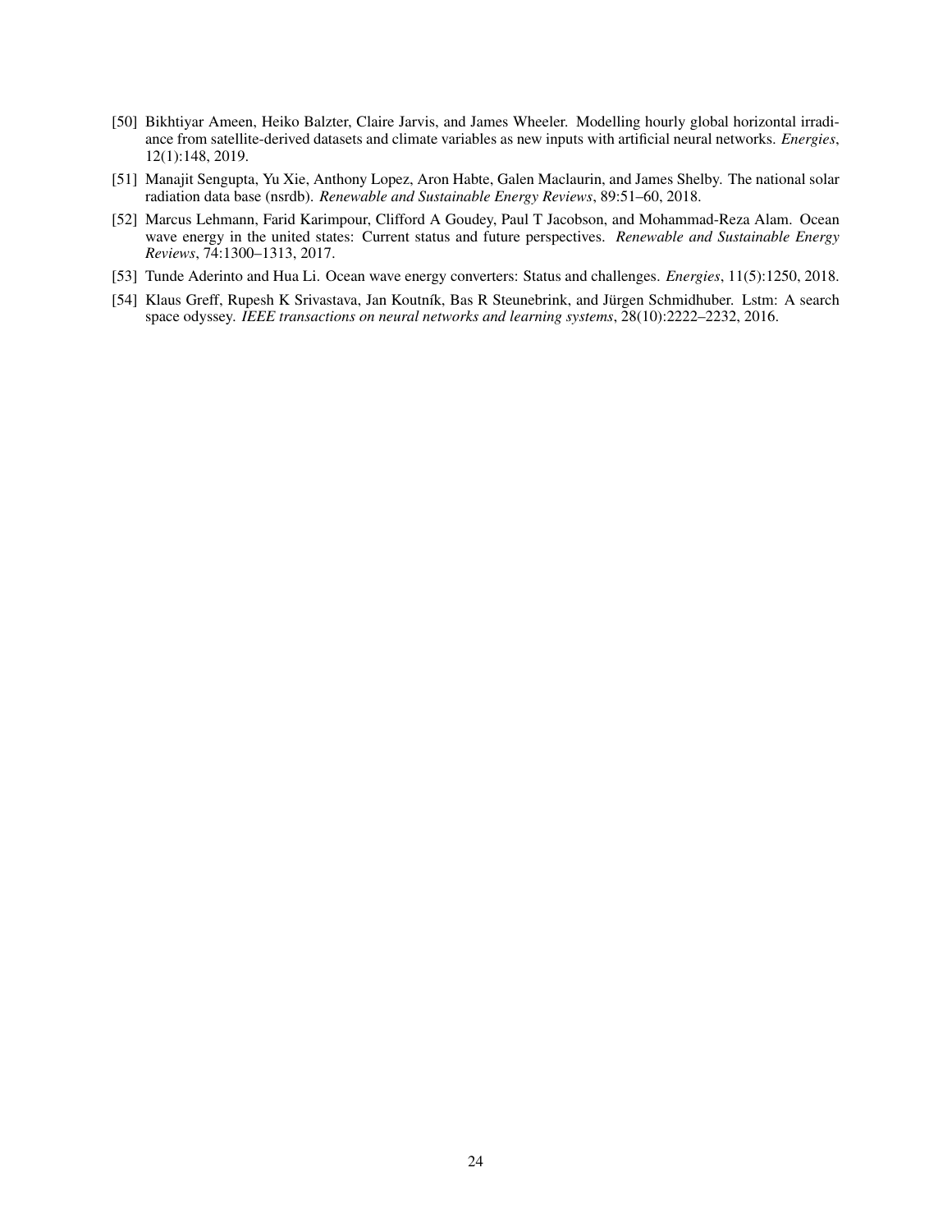[50] Bikhtiyar Ameen, Heiko Balzter, Claire Jarvis, and James Wheeler. Modelling hourly global horizontal irradiance from satellite-derived datasets and climate variables as new inputs with artificial neural networks. *Energies*, 12(1):148, 2019.

[51] Manajit Sengupta, Yu Xie, Anthony Lopez, Aron Habte, Galen Maclaurin, and James Shelby. The national solar radiation data base (nsrdb). *Renewable and Sustainable Energy Reviews*, 89:51–60, 2018.

[52] Marcus Lehmann, Farid Karimpour, Clifford A Goudey, Paul T Jacobson, and Mohammad-Reza Alam. Ocean wave energy in the united states: Current status and future perspectives. *Renewable and Sustainable Energy Reviews*, 74:1300–1313, 2017.

[53] Tunde Aderinto and Hua Li. Ocean wave energy converters: Status and challenges. *Energies*, 11(5):1250, 2018.

[54] Klaus Greff, Rupesh K Srivastava, Jan Koutník, Bas R Steunebrink, and Jürgen Schmidhuber. Lstm: A search space odyssey. *IEEE transactions on neural networks and learning systems*, 28(10):2222–2232, 2016.